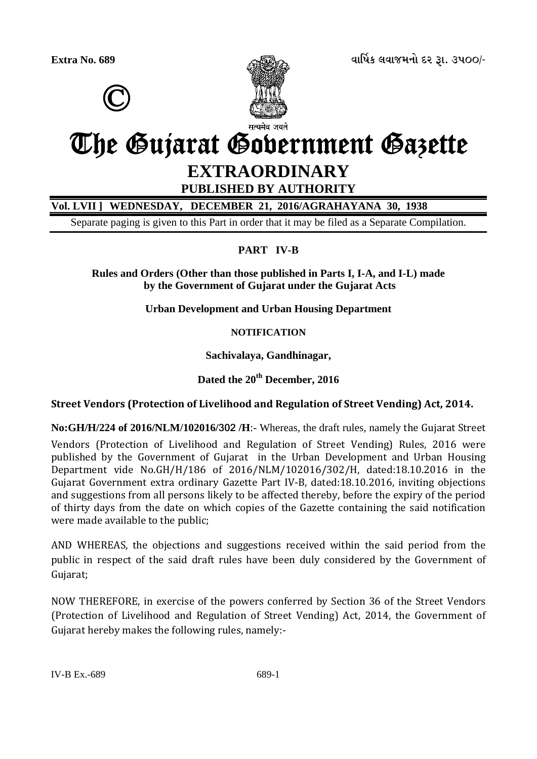**Extra No. 689** વાર્ષિક લવાજમનો દર રૂા. ૩૫૦૦/-

©

सत्यमेव जयते

# The Gujarat Government Gazette

## EXTRAORDINARY

**PUBLISHED BY AUTHORITY**

**Vol. LVII ] WEDNESDAY, DECEMBER 21, 2016/AGRAHAYANA 30, 1938**

Separate paging is given to this Part in order that it may be filed as a Separate Compilation.

**PART IV-B**

**Rules and Orders (Other than those published in Parts I, I-A, and I-L) made by the Government of Gujarat under the Gujarat Acts**

**Urban Development and Urban Housing Department**

**NOTIFICATION**

**Sachivalaya, Gandhinagar,**

**Dated the 20th December, 2016**

**Street Vendors (Protection of Livelihood and Regulation of Street Vending) Act, 2014.**

**No:GH/H/224 of 2016/NLM/102016/302 /H**:- Whereas, the draft rules, namely the Gujarat Street Vendors (Protection of Livelihood and Regulation of Street Vending) Rules, 2016 were published by the Government of Gujarat in the Urban Development and Urban Housing Department vide No.GH/H/186 of 2016/NLM/102016/302/H, dated:18.10.2016 in the Gujarat Government extra ordinary Gazette Part IV-B, dated:18.10.2016, inviting objections and suggestions from all persons likely to be affected thereby, before the expiry of the period of thirty days from the date on which copies of the Gazette containing the said notification were made available to the public;

AND WHEREAS, the objections and suggestions received within the said period from the public in respect of the said draft rules have been duly considered by the Government of Gujarat;

NOW THEREFORE, in exercise of the powers conferred by Section 36 of the Street Vendors (Protection of Livelihood and Regulation of Street Vending) Act, 2014, the Government of Gujarat hereby makes the following rules, namely:-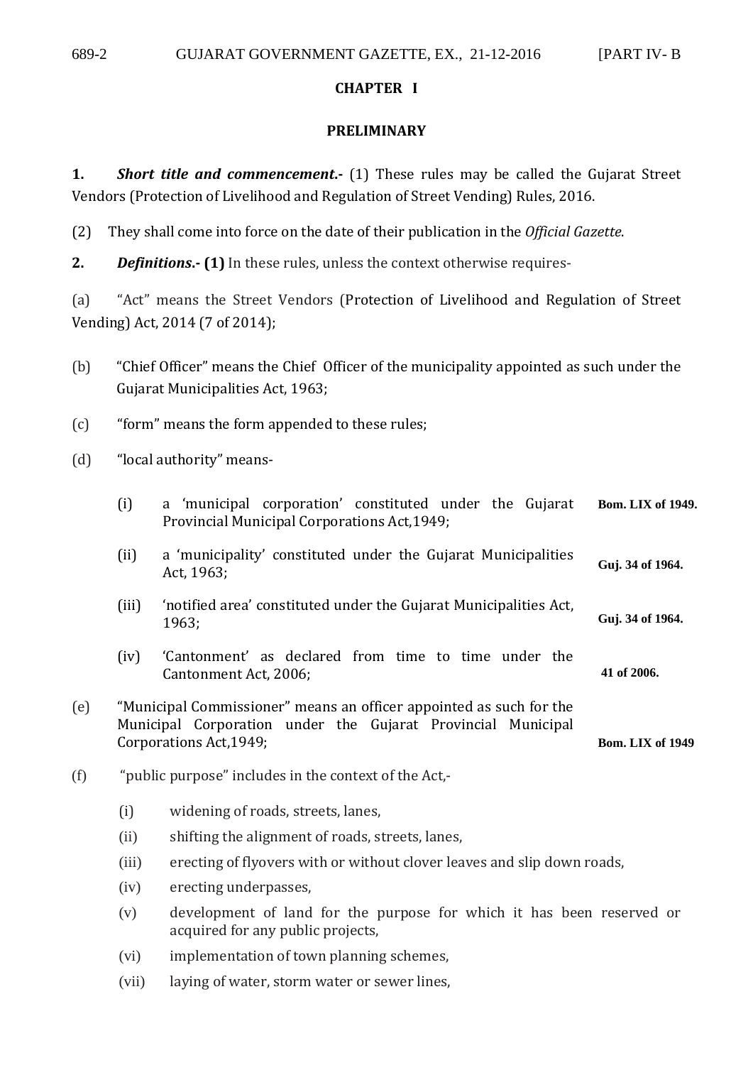## CHAPTER I

## PRELIMINARY

**1.** ***Short title and commencement.-*** (1) These rules may be called the Gujarat Street Vendors (Protection of Livelihood and Regulation of Street Vending) Rules, 2016.

(2) They shall come into force on the date of their publication in the *Official Gazette*.

**2.** ***Definitions.-*** **(1)** In these rules, unless the context otherwise requires-

(a) "Act" means the Street Vendors (Protection of Livelihood and Regulation of Street Vending) Act, 2014 (7 of 2014);

(b) "Chief Officer" means the Chief Officer of the municipality appointed as such under the Gujarat Municipalities Act, 1963;

(c) "form" means the form appended to these rules;

(d) "local authority" means-

- (i) a 'municipal corporation' constituted under the Gujarat Provincial Municipal Corporations Act,1949; **Bom. LIX of 1949.**
- (ii) a 'municipality' constituted under the Gujarat Municipalities Act, 1963; **Guj. 34 of 1964.**
- (iii) 'notified area' constituted under the Gujarat Municipalities Act, 1963; **Guj. 34 of 1964.**
- (iv) 'Cantonment' as declared from time to time under the Cantonment Act, 2006; **41 of 2006.**

(e) "Municipal Commissioner" means an officer appointed as such for the Municipal Corporation under the Gujarat Provincial Municipal Corporations Act,1949; **Bom. LIX of 1949**

(f) "public purpose" includes in the context of the Act,-

- (i) widening of roads, streets, lanes,
- (ii) shifting the alignment of roads, streets, lanes,
- (iii) erecting of flyovers with or without clover leaves and slip down roads,
- (iv) erecting underpasses,
- (v) development of land for the purpose for which it has been reserved or acquired for any public projects,
- (vi) implementation of town planning schemes,
- (vii) laying of water, storm water or sewer lines,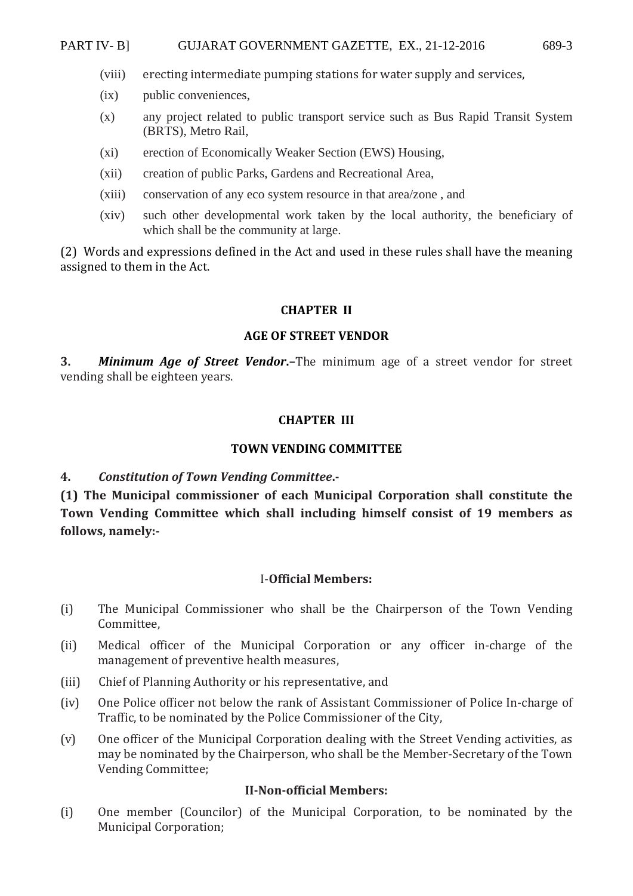(viii) erecting intermediate pumping stations for water supply and services,

(ix) public conveniences,

(x) any project related to public transport service such as Bus Rapid Transit System (BRTS), Metro Rail,

(xi) erection of Economically Weaker Section (EWS) Housing,

(xii) creation of public Parks, Gardens and Recreational Area,

(xiii) conservation of any eco system resource in that area/zone , and

(xiv) such other developmental work taken by the local authority, the beneficiary of which shall be the community at large.

(2) Words and expressions defined in the Act and used in these rules shall have the meaning assigned to them in the Act.

## CHAPTER II

## AGE OF STREET VENDOR

**3.** ***Minimum Age of Street Vendor*.–**The minimum age of a street vendor for street vending shall be eighteen years.

## CHAPTER III

## TOWN VENDING COMMITTEE

**4.** ***Constitution of Town Vending Committee*.-**

**(1) The Municipal commissioner of each Municipal Corporation shall constitute the Town Vending Committee which shall including himself consist of 19 members as follows, namely:-**

### I-Official Members:

(i) The Municipal Commissioner who shall be the Chairperson of the Town Vending Committee,

(ii) Medical officer of the Municipal Corporation or any officer in-charge of the management of preventive health measures,

(iii) Chief of Planning Authority or his representative, and

(iv) One Police officer not below the rank of Assistant Commissioner of Police In-charge of Traffic, to be nominated by the Police Commissioner of the City,

(v) One officer of the Municipal Corporation dealing with the Street Vending activities, as may be nominated by the Chairperson, who shall be the Member-Secretary of the Town Vending Committee;

### II-Non-official Members:

(i) One member (Councilor) of the Municipal Corporation, to be nominated by the Municipal Corporation;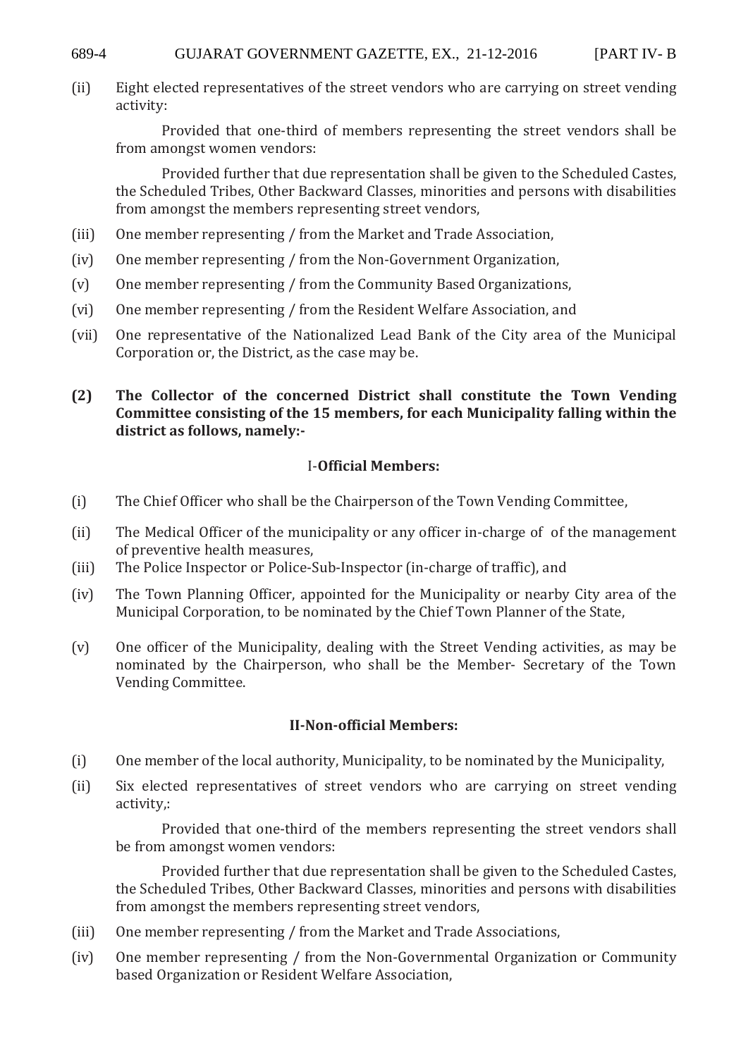(ii) Eight elected representatives of the street vendors who are carrying on street vending activity:

Provided that one-third of members representing the street vendors shall be from amongst women vendors:

Provided further that due representation shall be given to the Scheduled Castes, the Scheduled Tribes, Other Backward Classes, minorities and persons with disabilities from amongst the members representing street vendors,

(iii) One member representing / from the Market and Trade Association,

(iv) One member representing / from the Non-Government Organization,

(v) One member representing / from the Community Based Organizations,

(vi) One member representing / from the Resident Welfare Association, and

(vii) One representative of the Nationalized Lead Bank of the City area of the Municipal Corporation or, the District, as the case may be.

**(2) The Collector of the concerned District shall constitute the Town Vending Committee consisting of the 15 members, for each Municipality falling within the district as follows, namely:-**

### I-**Official Members:**

(i) The Chief Officer who shall be the Chairperson of the Town Vending Committee,

(ii) The Medical Officer of the municipality or any officer in-charge of of the management of preventive health measures,

(iii) The Police Inspector or Police-Sub-Inspector (in-charge of traffic), and

(iv) The Town Planning Officer, appointed for the Municipality or nearby City area of the Municipal Corporation, to be nominated by the Chief Town Planner of the State,

(v) One officer of the Municipality, dealing with the Street Vending activities, as may be nominated by the Chairperson, who shall be the Member- Secretary of the Town Vending Committee.

### **II-Non-official Members:**

(i) One member of the local authority, Municipality, to be nominated by the Municipality,

(ii) Six elected representatives of street vendors who are carrying on street vending activity,:

Provided that one-third of the members representing the street vendors shall be from amongst women vendors:

Provided further that due representation shall be given to the Scheduled Castes, the Scheduled Tribes, Other Backward Classes, minorities and persons with disabilities from amongst the members representing street vendors,

(iii) One member representing / from the Market and Trade Associations,

(iv) One member representing / from the Non-Governmental Organization or Community based Organization or Resident Welfare Association,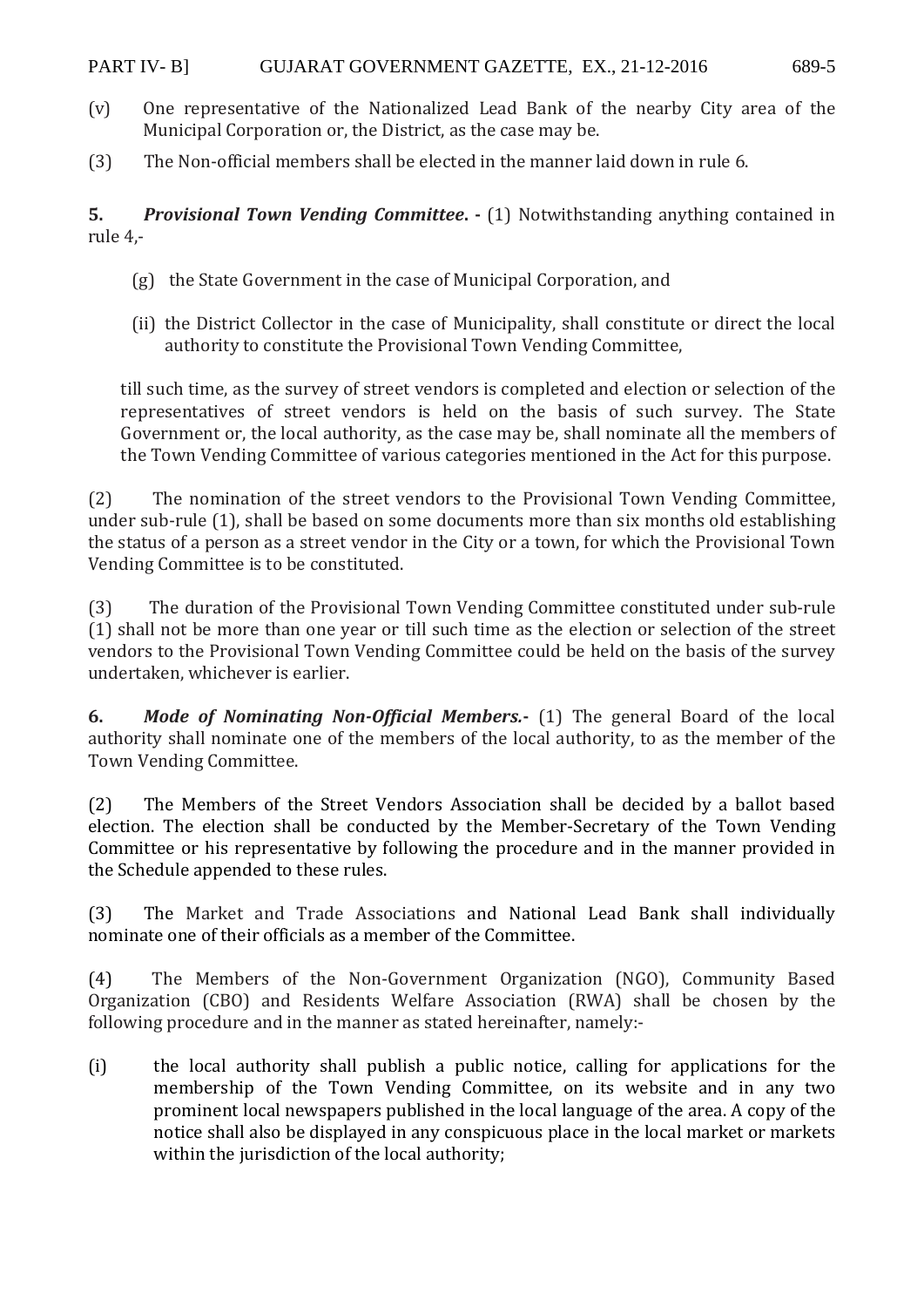(v) One representative of the Nationalized Lead Bank of the nearby City area of the Municipal Corporation or, the District, as the case may be.

(3) The Non-official members shall be elected in the manner laid down in rule 6.

**5.** ***Provisional Town Vending Committee*. -** (1) Notwithstanding anything contained in rule 4,-

(g) the State Government in the case of Municipal Corporation, and

(ii) the District Collector in the case of Municipality, shall constitute or direct the local authority to constitute the Provisional Town Vending Committee,

till such time, as the survey of street vendors is completed and election or selection of the representatives of street vendors is held on the basis of such survey. The State Government or, the local authority, as the case may be, shall nominate all the members of the Town Vending Committee of various categories mentioned in the Act for this purpose.

(2) The nomination of the street vendors to the Provisional Town Vending Committee, under sub-rule (1), shall be based on some documents more than six months old establishing the status of a person as a street vendor in the City or a town, for which the Provisional Town Vending Committee is to be constituted.

(3) The duration of the Provisional Town Vending Committee constituted under sub-rule (1) shall not be more than one year or till such time as the election or selection of the street vendors to the Provisional Town Vending Committee could be held on the basis of the survey undertaken, whichever is earlier.

**6.** ***Mode of Nominating Non-Official Members.-*** (1) The general Board of the local authority shall nominate one of the members of the local authority, to as the member of the Town Vending Committee.

(2) The Members of the Street Vendors Association shall be decided by a ballot based election. The election shall be conducted by the Member-Secretary of the Town Vending Committee or his representative by following the procedure and in the manner provided in the Schedule appended to these rules.

(3) The Market and Trade Associations and National Lead Bank shall individually nominate one of their officials as a member of the Committee.

(4) The Members of the Non-Government Organization (NGO), Community Based Organization (CBO) and Residents Welfare Association (RWA) shall be chosen by the following procedure and in the manner as stated hereinafter, namely:-

(i) the local authority shall publish a public notice, calling for applications for the membership of the Town Vending Committee, on its website and in any two prominent local newspapers published in the local language of the area. A copy of the notice shall also be displayed in any conspicuous place in the local market or markets within the jurisdiction of the local authority;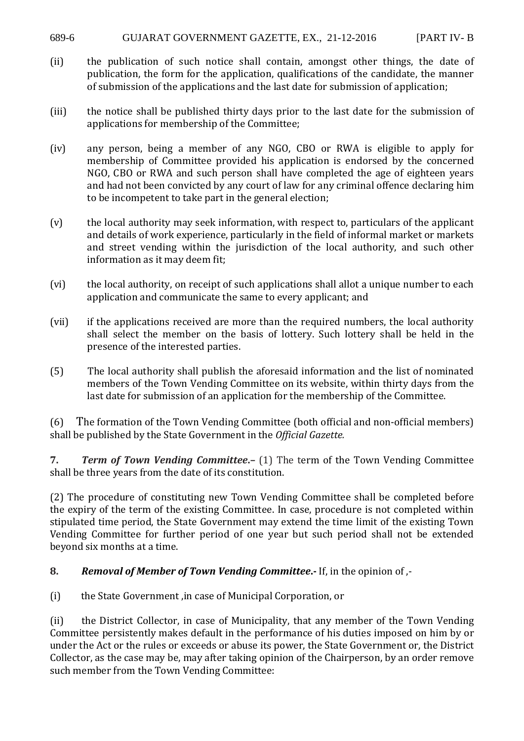(ii) the publication of such notice shall contain, amongst other things, the date of publication, the form for the application, qualifications of the candidate, the manner of submission of the applications and the last date for submission of application;

(iii) the notice shall be published thirty days prior to the last date for the submission of applications for membership of the Committee;

(iv) any person, being a member of any NGO, CBO or RWA is eligible to apply for membership of Committee provided his application is endorsed by the concerned NGO, CBO or RWA and such person shall have completed the age of eighteen years and had not been convicted by any court of law for any criminal offence declaring him to be incompetent to take part in the general election;

(v) the local authority may seek information, with respect to, particulars of the applicant and details of work experience, particularly in the field of informal market or markets and street vending within the jurisdiction of the local authority, and such other information as it may deem fit;

(vi) the local authority, on receipt of such applications shall allot a unique number to each application and communicate the same to every applicant; and

(vii) if the applications received are more than the required numbers, the local authority shall select the member on the basis of lottery. Such lottery shall be held in the presence of the interested parties.

(5) The local authority shall publish the aforesaid information and the list of nominated members of the Town Vending Committee on its website, within thirty days from the last date for submission of an application for the membership of the Committee.

(6) The formation of the Town Vending Committee (both official and non-official members) shall be published by the State Government in the *Official Gazette.*

**7.** ***Term of Town Vending Committee*.–** (1) The term of the Town Vending Committee shall be three years from the date of its constitution.

(2) The procedure of constituting new Town Vending Committee shall be completed before the expiry of the term of the existing Committee. In case, procedure is not completed within stipulated time period, the State Government may extend the time limit of the existing Town Vending Committee for further period of one year but such period shall not be extended beyond six months at a time.

**8.** ***Removal of Member of Town Vending Committee*.-** If, in the opinion of ,-

(i) the State Government ,in case of Municipal Corporation, or

(ii) the District Collector, in case of Municipality, that any member of the Town Vending Committee persistently makes default in the performance of his duties imposed on him by or under the Act or the rules or exceeds or abuse its power, the State Government or, the District Collector, as the case may be, may after taking opinion of the Chairperson, by an order remove such member from the Town Vending Committee: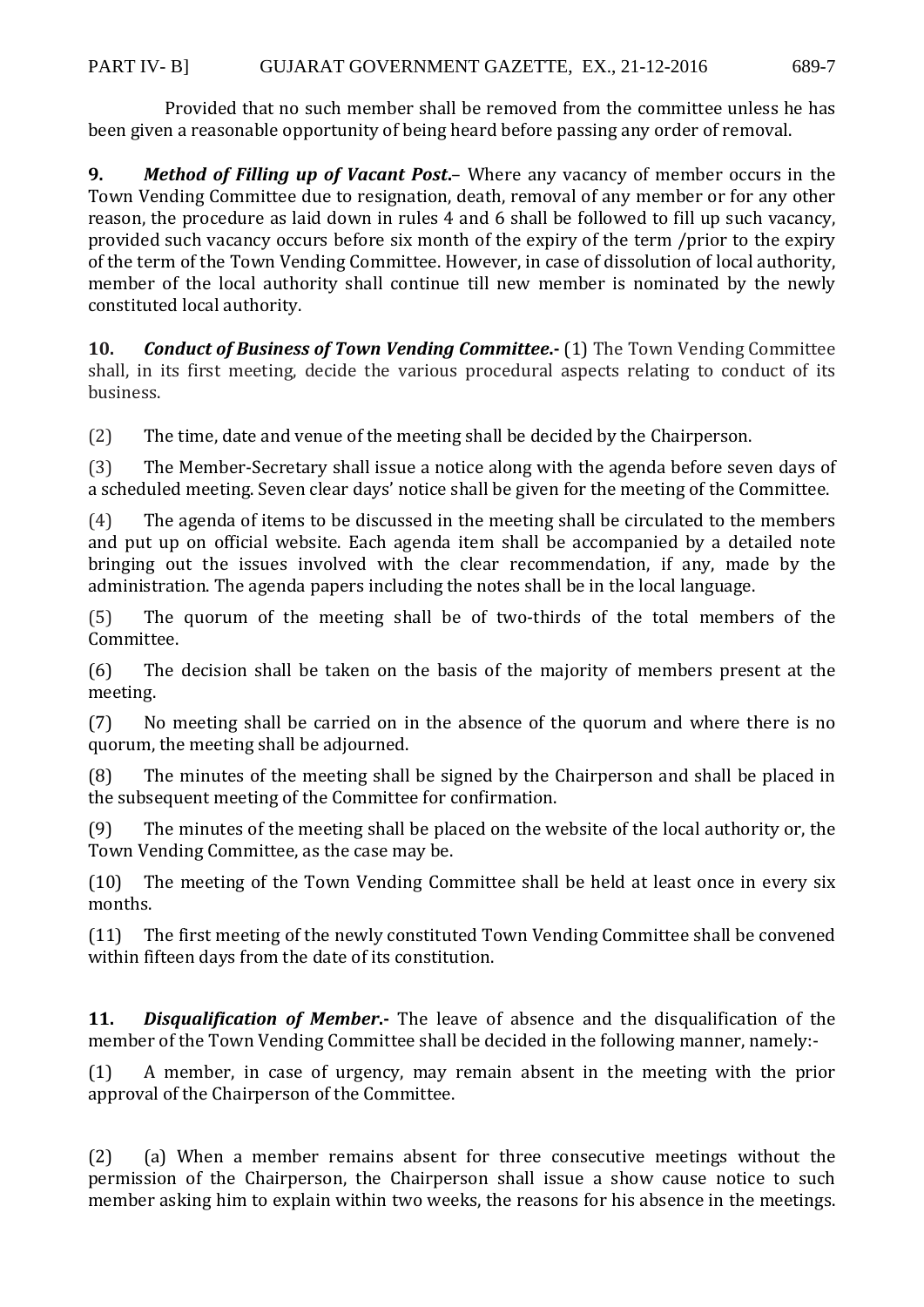Provided that no such member shall be removed from the committee unless he has been given a reasonable opportunity of being heard before passing any order of removal.

**9.** ***Method of Filling up of Vacant Post.***– Where any vacancy of member occurs in the Town Vending Committee due to resignation, death, removal of any member or for any other reason, the procedure as laid down in rules 4 and 6 shall be followed to fill up such vacancy, provided such vacancy occurs before six month of the expiry of the term /prior to the expiry of the term of the Town Vending Committee. However, in case of dissolution of local authority, member of the local authority shall continue till new member is nominated by the newly constituted local authority.

**10.** ***Conduct of Business of Town Vending Committee.-*** (1) The Town Vending Committee shall, in its first meeting, decide the various procedural aspects relating to conduct of its business.

(2) The time, date and venue of the meeting shall be decided by the Chairperson.

(3) The Member-Secretary shall issue a notice along with the agenda before seven days of a scheduled meeting. Seven clear days' notice shall be given for the meeting of the Committee.

(4) The agenda of items to be discussed in the meeting shall be circulated to the members and put up on official website. Each agenda item shall be accompanied by a detailed note bringing out the issues involved with the clear recommendation, if any, made by the administration. The agenda papers including the notes shall be in the local language.

(5) The quorum of the meeting shall be of two-thirds of the total members of the Committee.

(6) The decision shall be taken on the basis of the majority of members present at the meeting.

(7) No meeting shall be carried on in the absence of the quorum and where there is no quorum, the meeting shall be adjourned.

(8) The minutes of the meeting shall be signed by the Chairperson and shall be placed in the subsequent meeting of the Committee for confirmation.

(9) The minutes of the meeting shall be placed on the website of the local authority or, the Town Vending Committee, as the case may be.

(10) The meeting of the Town Vending Committee shall be held at least once in every six months.

(11) The first meeting of the newly constituted Town Vending Committee shall be convened within fifteen days from the date of its constitution.

**11.** ***Disqualification of Member.-*** The leave of absence and the disqualification of the member of the Town Vending Committee shall be decided in the following manner, namely:-

(1) A member, in case of urgency, may remain absent in the meeting with the prior approval of the Chairperson of the Committee.

(2) (a) When a member remains absent for three consecutive meetings without the permission of the Chairperson, the Chairperson shall issue a show cause notice to such member asking him to explain within two weeks, the reasons for his absence in the meetings.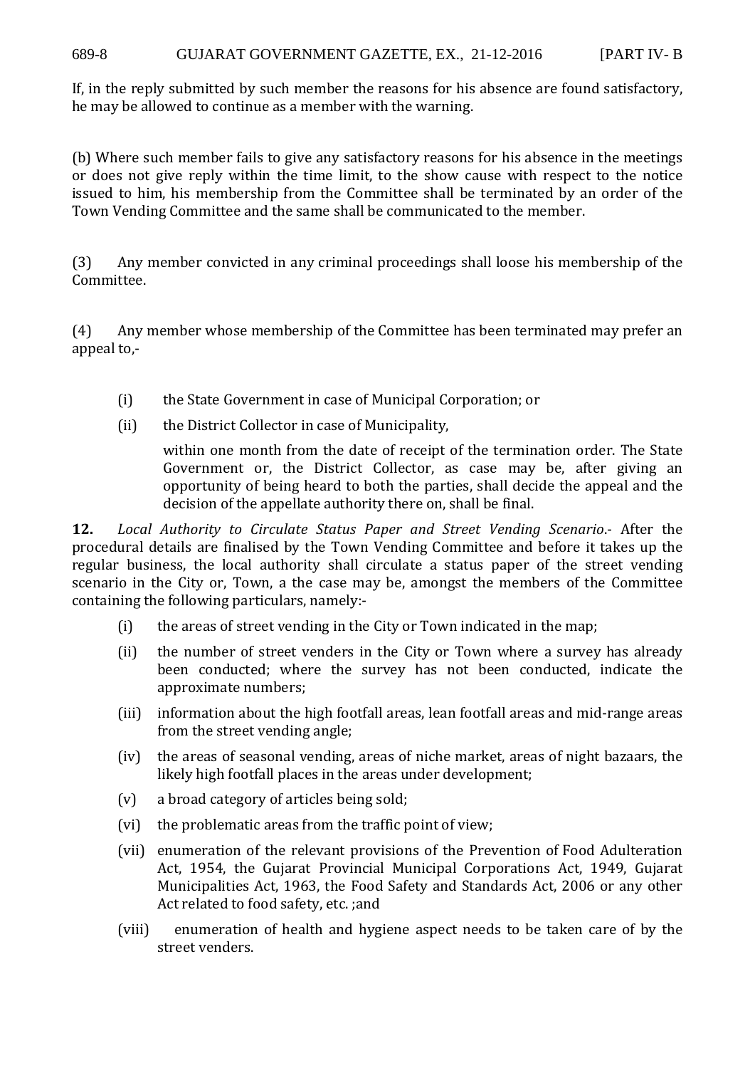If, in the reply submitted by such member the reasons for his absence are found satisfactory, he may be allowed to continue as a member with the warning.

(b) Where such member fails to give any satisfactory reasons for his absence in the meetings or does not give reply within the time limit, to the show cause with respect to the notice issued to him, his membership from the Committee shall be terminated by an order of the Town Vending Committee and the same shall be communicated to the member.

(3) Any member convicted in any criminal proceedings shall loose his membership of the Committee.

(4) Any member whose membership of the Committee has been terminated may prefer an appeal to,-

(i) the State Government in case of Municipal Corporation; or

(ii) the District Collector in case of Municipality,

within one month from the date of receipt of the termination order. The State Government or, the District Collector, as case may be, after giving an opportunity of being heard to both the parties, shall decide the appeal and the decision of the appellate authority there on, shall be final.

**12.** *Local Authority to Circulate Status Paper and Street Vending Scenario*.- After the procedural details are finalised by the Town Vending Committee and before it takes up the regular business, the local authority shall circulate a status paper of the street vending scenario in the City or, Town, a the case may be, amongst the members of the Committee containing the following particulars, namely:-

(i) the areas of street vending in the City or Town indicated in the map;

(ii) the number of street venders in the City or Town where a survey has already been conducted; where the survey has not been conducted, indicate the approximate numbers;

(iii) information about the high footfall areas, lean footfall areas and mid-range areas from the street vending angle;

(iv) the areas of seasonal vending, areas of niche market, areas of night bazaars, the likely high footfall places in the areas under development;

(v) a broad category of articles being sold;

(vi) the problematic areas from the traffic point of view;

(vii) enumeration of the relevant provisions of the Prevention of Food Adulteration Act, 1954, the Gujarat Provincial Municipal Corporations Act, 1949, Gujarat Municipalities Act, 1963, the Food Safety and Standards Act, 2006 or any other Act related to food safety, etc. ;and

(viii) enumeration of health and hygiene aspect needs to be taken care of by the street venders.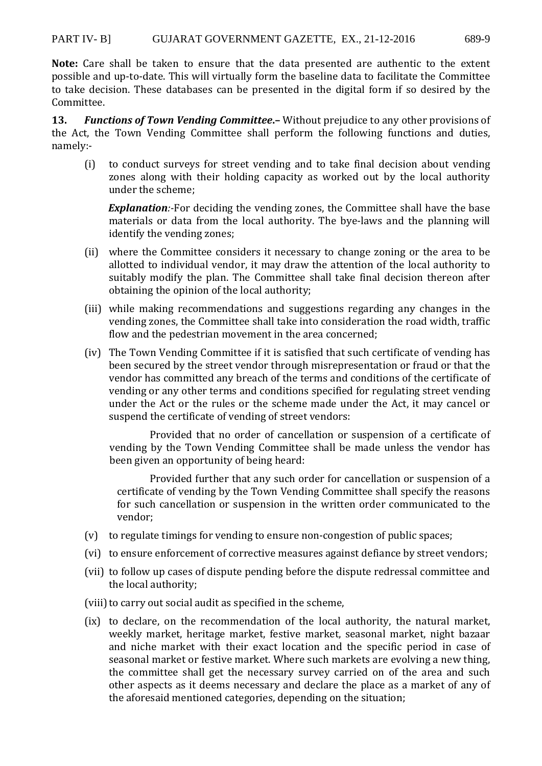**Note:** Care shall be taken to ensure that the data presented are authentic to the extent possible and up-to-date. This will virtually form the baseline data to facilitate the Committee to take decision. These databases can be presented in the digital form if so desired by the Committee.

**13.** ***Functions of Town Vending Committee*.–** Without prejudice to any other provisions of the Act, the Town Vending Committee shall perform the following functions and duties, namely:-

(i) to conduct surveys for street vending and to take final decision about vending zones along with their holding capacity as worked out by the local authority under the scheme;

***Explanation**:*-For deciding the vending zones, the Committee shall have the base materials or data from the local authority. The bye-laws and the planning will identify the vending zones;

(ii) where the Committee considers it necessary to change zoning or the area to be allotted to individual vendor, it may draw the attention of the local authority to suitably modify the plan. The Committee shall take final decision thereon after obtaining the opinion of the local authority;

(iii) while making recommendations and suggestions regarding any changes in the vending zones, the Committee shall take into consideration the road width, traffic flow and the pedestrian movement in the area concerned;

(iv) The Town Vending Committee if it is satisfied that such certificate of vending has been secured by the street vendor through misrepresentation or fraud or that the vendor has committed any breach of the terms and conditions of the certificate of vending or any other terms and conditions specified for regulating street vending under the Act or the rules or the scheme made under the Act, it may cancel or suspend the certificate of vending of street vendors:

Provided that no order of cancellation or suspension of a certificate of vending by the Town Vending Committee shall be made unless the vendor has been given an opportunity of being heard:

Provided further that any such order for cancellation or suspension of a certificate of vending by the Town Vending Committee shall specify the reasons for such cancellation or suspension in the written order communicated to the vendor;

(v) to regulate timings for vending to ensure non-congestion of public spaces;

(vi) to ensure enforcement of corrective measures against defiance by street vendors;

(vii) to follow up cases of dispute pending before the dispute redressal committee and the local authority;

(viii) to carry out social audit as specified in the scheme,

(ix) to declare, on the recommendation of the local authority, the natural market, weekly market, heritage market, festive market, seasonal market, night bazaar and niche market with their exact location and the specific period in case of seasonal market or festive market. Where such markets are evolving a new thing, the committee shall get the necessary survey carried on of the area and such other aspects as it deems necessary and declare the place as a market of any of the aforesaid mentioned categories, depending on the situation;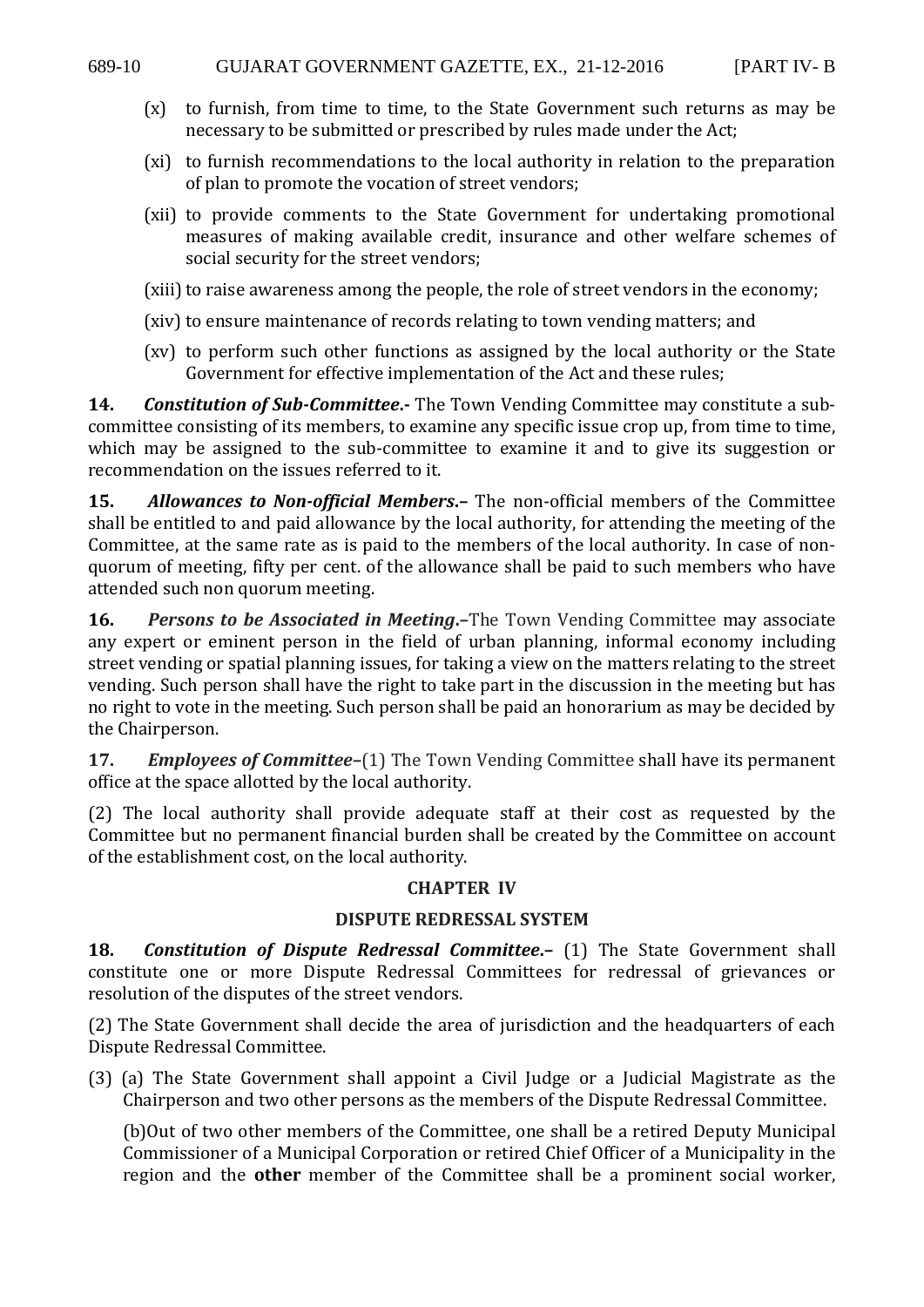(x) to furnish, from time to time, to the State Government such returns as may be necessary to be submitted or prescribed by rules made under the Act;

(xi) to furnish recommendations to the local authority in relation to the preparation of plan to promote the vocation of street vendors;

(xii) to provide comments to the State Government for undertaking promotional measures of making available credit, insurance and other welfare schemes of social security for the street vendors;

(xiii) to raise awareness among the people, the role of street vendors in the economy;

(xiv) to ensure maintenance of records relating to town vending matters; and

(xv) to perform such other functions as assigned by the local authority or the State Government for effective implementation of the Act and these rules;

**14.** ***Constitution of Sub-Committee*.-** The Town Vending Committee may constitute a sub-committee consisting of its members, to examine any specific issue crop up, from time to time, which may be assigned to the sub-committee to examine it and to give its suggestion or recommendation on the issues referred to it.

**15.** ***Allowances to Non-official Members*.–** The non-official members of the Committee shall be entitled to and paid allowance by the local authority, for attending the meeting of the Committee, at the same rate as is paid to the members of the local authority. In case of non-quorum of meeting, fifty per cent. of the allowance shall be paid to such members who have attended such non quorum meeting.

**16.** ***Persons to be Associated in Meeting*.–**The Town Vending Committee may associate any expert or eminent person in the field of urban planning, informal economy including street vending or spatial planning issues, for taking a view on the matters relating to the street vending. Such person shall have the right to take part in the discussion in the meeting but has no right to vote in the meeting. Such person shall be paid an honorarium as may be decided by the Chairperson.

**17.** ***Employees of Committee*–**(1) The Town Vending Committee shall have its permanent office at the space allotted by the local authority.

(2) The local authority shall provide adequate staff at their cost as requested by the Committee but no permanent financial burden shall be created by the Committee on account of the establishment cost, on the local authority.

## CHAPTER IV

## DISPUTE REDRESSAL SYSTEM

**18.** ***Constitution of Dispute Redressal Committee*.–** (1) The State Government shall constitute one or more Dispute Redressal Committees for redressal of grievances or resolution of the disputes of the street vendors.

(2) The State Government shall decide the area of jurisdiction and the headquarters of each Dispute Redressal Committee.

(3) (a) The State Government shall appoint a Civil Judge or a Judicial Magistrate as the Chairperson and two other persons as the members of the Dispute Redressal Committee.

(b)Out of two other members of the Committee, one shall be a retired Deputy Municipal Commissioner of a Municipal Corporation or retired Chief Officer of a Municipality in the region and the **other** member of the Committee shall be a prominent social worker,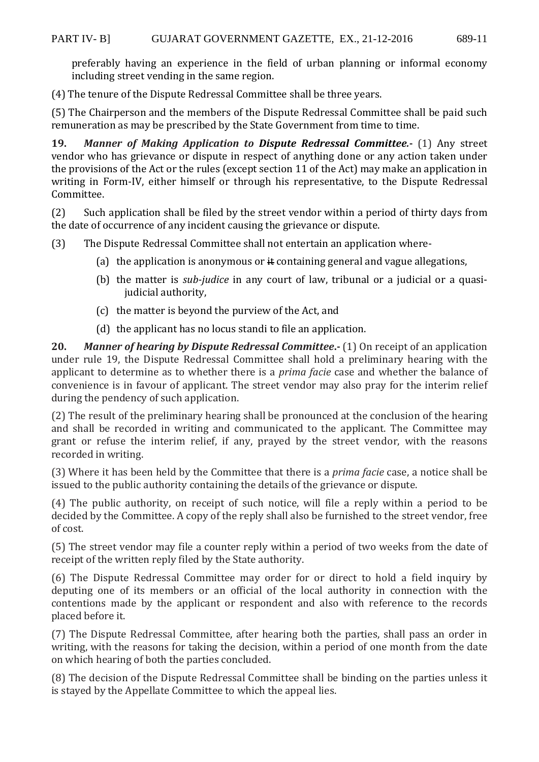preferably having an experience in the field of urban planning or informal economy including street vending in the same region.

(4) The tenure of the Dispute Redressal Committee shall be three years.

(5) The Chairperson and the members of the Dispute Redressal Committee shall be paid such remuneration as may be prescribed by the State Government from time to time.

**19.** ***Manner of Making Application to Dispute Redressal Committee.***- (1) Any street vendor who has grievance or dispute in respect of anything done or any action taken under the provisions of the Act or the rules (except section 11 of the Act) may make an application in writing in Form-IV, either himself or through his representative, to the Dispute Redressal Committee.

(2) Such application shall be filed by the street vendor within a period of thirty days from the date of occurrence of any incident causing the grievance or dispute.

(3) The Dispute Redressal Committee shall not entertain an application where-

(a) the application is anonymous or ~~it~~ containing general and vague allegations,

(b) the matter is *sub-judice* in any court of law, tribunal or a judicial or a quasi-judicial authority,

(c) the matter is beyond the purview of the Act, and

(d) the applicant has no locus standi to file an application.

**20.** ***Manner of hearing by Dispute Redressal Committee.***- (1) On receipt of an application under rule 19, the Dispute Redressal Committee shall hold a preliminary hearing with the applicant to determine as to whether there is a *prima facie* case and whether the balance of convenience is in favour of applicant. The street vendor may also pray for the interim relief during the pendency of such application.

(2) The result of the preliminary hearing shall be pronounced at the conclusion of the hearing and shall be recorded in writing and communicated to the applicant. The Committee may grant or refuse the interim relief, if any, prayed by the street vendor, with the reasons recorded in writing.

(3) Where it has been held by the Committee that there is a *prima facie* case, a notice shall be issued to the public authority containing the details of the grievance or dispute.

(4) The public authority, on receipt of such notice, will file a reply within a period to be decided by the Committee. A copy of the reply shall also be furnished to the street vendor, free of cost.

(5) The street vendor may file a counter reply within a period of two weeks from the date of receipt of the written reply filed by the State authority.

(6) The Dispute Redressal Committee may order for or direct to hold a field inquiry by deputing one of its members or an official of the local authority in connection with the contentions made by the applicant or respondent and also with reference to the records placed before it.

(7) The Dispute Redressal Committee, after hearing both the parties, shall pass an order in writing, with the reasons for taking the decision, within a period of one month from the date on which hearing of both the parties concluded.

(8) The decision of the Dispute Redressal Committee shall be binding on the parties unless it is stayed by the Appellate Committee to which the appeal lies.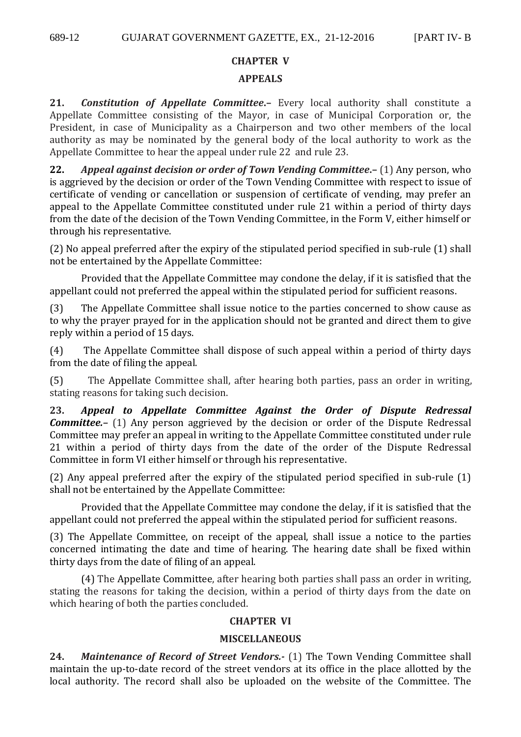## CHAPTER V

## APPEALS

**21.** ***Constitution of Appellate Committee*.–** Every local authority shall constitute a Appellate Committee consisting of the Mayor, in case of Municipal Corporation or, the President, in case of Municipality as a Chairperson and two other members of the local authority as may be nominated by the general body of the local authority to work as the Appellate Committee to hear the appeal under rule 22 and rule 23.

**22.** ***Appeal against decision or order of Town Vending Committee*.–** (1) Any person, who is aggrieved by the decision or order of the Town Vending Committee with respect to issue of certificate of vending or cancellation or suspension of certificate of vending, may prefer an appeal to the Appellate Committee constituted under rule 21 within a period of thirty days from the date of the decision of the Town Vending Committee, in the Form V, either himself or through his representative.

(2) No appeal preferred after the expiry of the stipulated period specified in sub-rule (1) shall not be entertained by the Appellate Committee:

Provided that the Appellate Committee may condone the delay, if it is satisfied that the appellant could not preferred the appeal within the stipulated period for sufficient reasons.

(3) The Appellate Committee shall issue notice to the parties concerned to show cause as to why the prayer prayed for in the application should not be granted and direct them to give reply within a period of 15 days.

(4) The Appellate Committee shall dispose of such appeal within a period of thirty days from the date of filing the appeal.

(5) The Appellate Committee shall, after hearing both parties, pass an order in writing, stating reasons for taking such decision.

**23.** ***Appeal to Appellate Committee Against the Order of Dispute Redressal Committee*.–** (1) Any person aggrieved by the decision or order of the Dispute Redressal Committee may prefer an appeal in writing to the Appellate Committee constituted under rule 21 within a period of thirty days from the date of the order of the Dispute Redressal Committee in form VI either himself or through his representative.

(2) Any appeal preferred after the expiry of the stipulated period specified in sub-rule (1) shall not be entertained by the Appellate Committee:

Provided that the Appellate Committee may condone the delay, if it is satisfied that the appellant could not preferred the appeal within the stipulated period for sufficient reasons.

(3) The Appellate Committee, on receipt of the appeal, shall issue a notice to the parties concerned intimating the date and time of hearing. The hearing date shall be fixed within thirty days from the date of filing of an appeal.

(4) The Appellate Committee, after hearing both parties shall pass an order in writing, stating the reasons for taking the decision, within a period of thirty days from the date on which hearing of both the parties concluded.

## CHAPTER VI

## MISCELLANEOUS

**24.** ***Maintenance of Record of Street Vendors*.-** (1) The Town Vending Committee shall maintain the up-to-date record of the street vendors at its office in the place allotted by the local authority. The record shall also be uploaded on the website of the Committee. The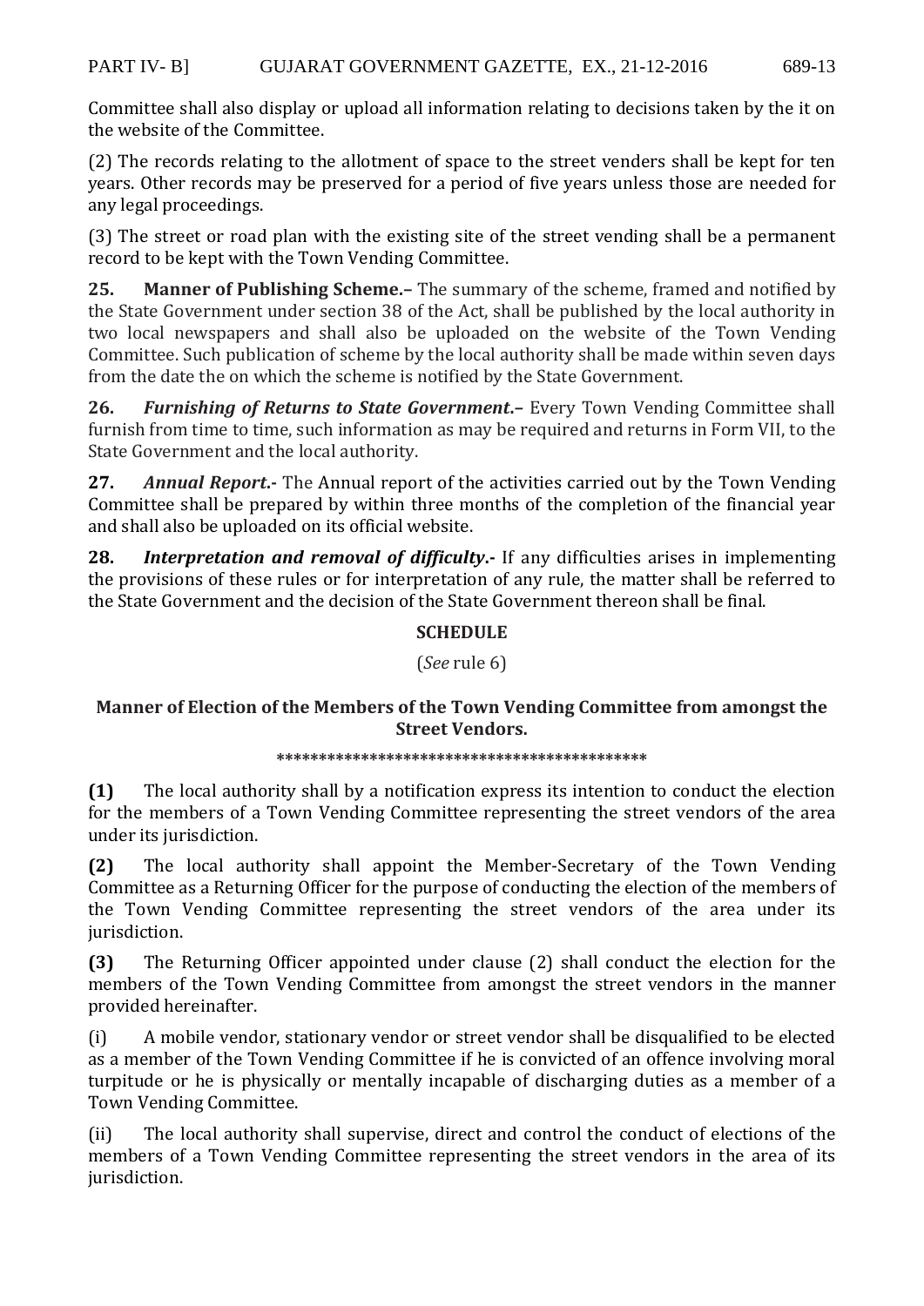Committee shall also display or upload all information relating to decisions taken by the it on the website of the Committee.

(2) The records relating to the allotment of space to the street venders shall be kept for ten years. Other records may be preserved for a period of five years unless those are needed for any legal proceedings.

(3) The street or road plan with the existing site of the street vending shall be a permanent record to be kept with the Town Vending Committee.

**25. Manner of Publishing Scheme.–** The summary of the scheme, framed and notified by the State Government under section 38 of the Act, shall be published by the local authority in two local newspapers and shall also be uploaded on the website of the Town Vending Committee. Such publication of scheme by the local authority shall be made within seven days from the date the on which the scheme is notified by the State Government.

**26. *Furnishing of Returns to State Government*.–** Every Town Vending Committee shall furnish from time to time, such information as may be required and returns in Form VII, to the State Government and the local authority.

**27. *Annual Report*.-** The Annual report of the activities carried out by the Town Vending Committee shall be prepared by within three months of the completion of the financial year and shall also be uploaded on its official website.

**28. *Interpretation and removal of difficulty*.-** If any difficulties arises in implementing the provisions of these rules or for interpretation of any rule, the matter shall be referred to the State Government and the decision of the State Government thereon shall be final.

## SCHEDULE

(*See* rule 6)

### Manner of Election of the Members of the Town Vending Committee from amongst the Street Vendors.

*********************************************

**(1)** The local authority shall by a notification express its intention to conduct the election for the members of a Town Vending Committee representing the street vendors of the area under its jurisdiction.

**(2)** The local authority shall appoint the Member-Secretary of the Town Vending Committee as a Returning Officer for the purpose of conducting the election of the members of the Town Vending Committee representing the street vendors of the area under its jurisdiction.

**(3)** The Returning Officer appointed under clause (2) shall conduct the election for the members of the Town Vending Committee from amongst the street vendors in the manner provided hereinafter.

(i) A mobile vendor, stationary vendor or street vendor shall be disqualified to be elected as a member of the Town Vending Committee if he is convicted of an offence involving moral turpitude or he is physically or mentally incapable of discharging duties as a member of a Town Vending Committee.

(ii) The local authority shall supervise, direct and control the conduct of elections of the members of a Town Vending Committee representing the street vendors in the area of its jurisdiction.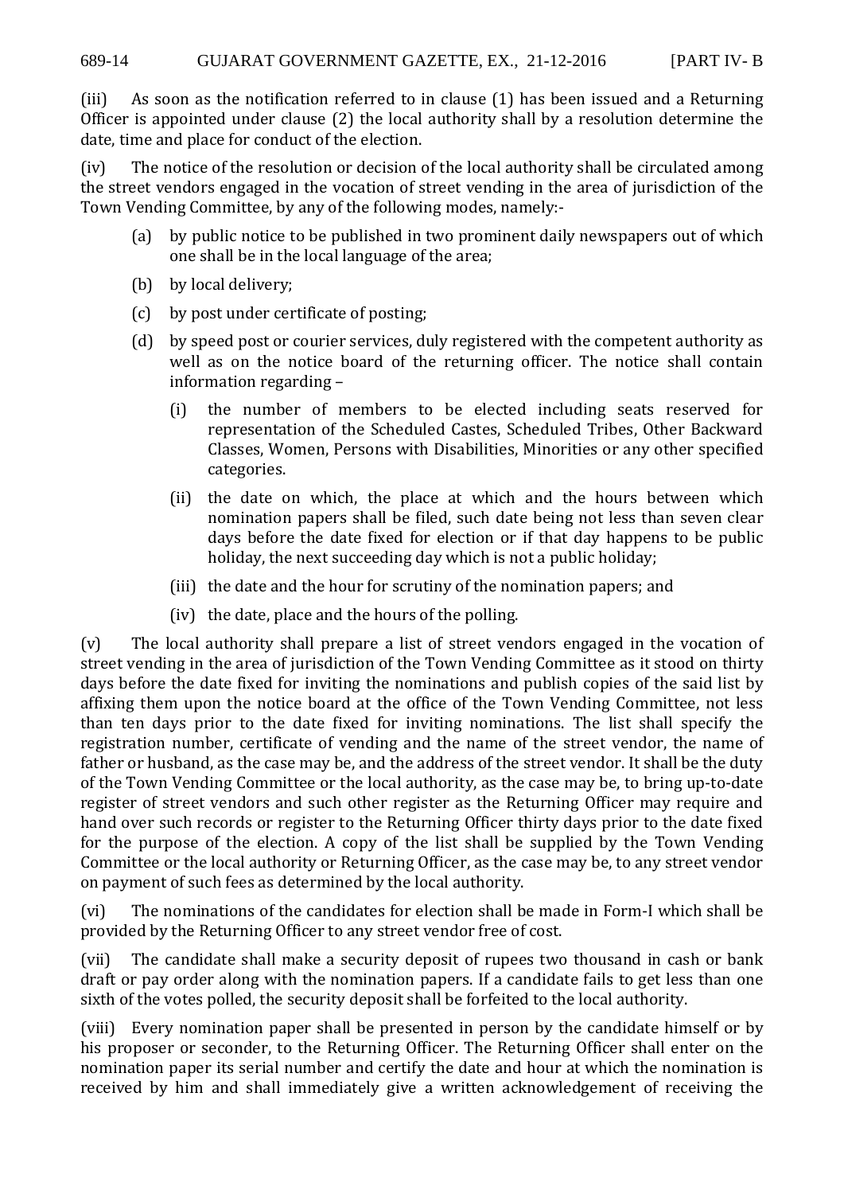(iii) As soon as the notification referred to in clause (1) has been issued and a Returning Officer is appointed under clause (2) the local authority shall by a resolution determine the date, time and place for conduct of the election.

(iv) The notice of the resolution or decision of the local authority shall be circulated among the street vendors engaged in the vocation of street vending in the area of jurisdiction of the Town Vending Committee, by any of the following modes, namely:-

- (a) by public notice to be published in two prominent daily newspapers out of which one shall be in the local language of the area;
- (b) by local delivery;
- (c) by post under certificate of posting;
- (d) by speed post or courier services, duly registered with the competent authority as well as on the notice board of the returning officer. The notice shall contain information regarding –
  - (i) the number of members to be elected including seats reserved for representation of the Scheduled Castes, Scheduled Tribes, Other Backward Classes, Women, Persons with Disabilities, Minorities or any other specified categories.
  - (ii) the date on which, the place at which and the hours between which nomination papers shall be filed, such date being not less than seven clear days before the date fixed for election or if that day happens to be public holiday, the next succeeding day which is not a public holiday;
  - (iii) the date and the hour for scrutiny of the nomination papers; and
  - (iv) the date, place and the hours of the polling.

(v) The local authority shall prepare a list of street vendors engaged in the vocation of street vending in the area of jurisdiction of the Town Vending Committee as it stood on thirty days before the date fixed for inviting the nominations and publish copies of the said list by affixing them upon the notice board at the office of the Town Vending Committee, not less than ten days prior to the date fixed for inviting nominations. The list shall specify the registration number, certificate of vending and the name of the street vendor, the name of father or husband, as the case may be, and the address of the street vendor. It shall be the duty of the Town Vending Committee or the local authority, as the case may be, to bring up-to-date register of street vendors and such other register as the Returning Officer may require and hand over such records or register to the Returning Officer thirty days prior to the date fixed for the purpose of the election. A copy of the list shall be supplied by the Town Vending Committee or the local authority or Returning Officer, as the case may be, to any street vendor on payment of such fees as determined by the local authority.

(vi) The nominations of the candidates for election shall be made in Form-I which shall be provided by the Returning Officer to any street vendor free of cost.

(vii) The candidate shall make a security deposit of rupees two thousand in cash or bank draft or pay order along with the nomination papers. If a candidate fails to get less than one sixth of the votes polled, the security deposit shall be forfeited to the local authority.

(viii) Every nomination paper shall be presented in person by the candidate himself or by his proposer or seconder, to the Returning Officer. The Returning Officer shall enter on the nomination paper its serial number and certify the date and hour at which the nomination is received by him and shall immediately give a written acknowledgement of receiving the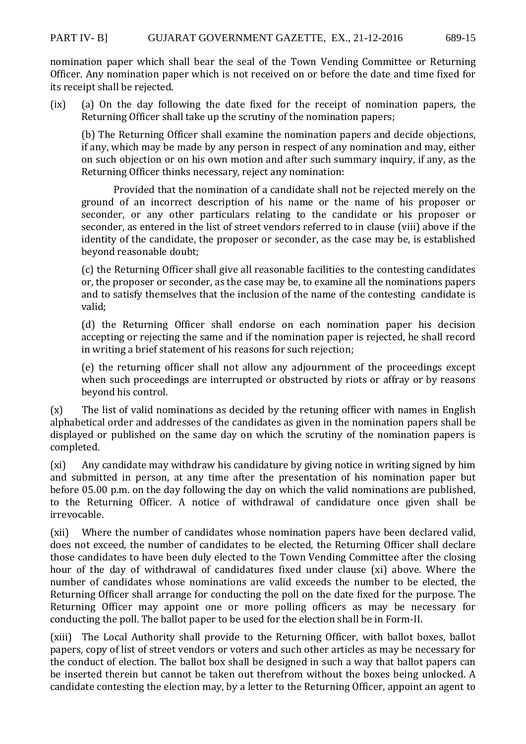nomination paper which shall bear the seal of the Town Vending Committee or Returning Officer. Any nomination paper which is not received on or before the date and time fixed for its receipt shall be rejected.

(ix) (a) On the day following the date fixed for the receipt of nomination papers, the Returning Officer shall take up the scrutiny of the nomination papers;

(b) The Returning Officer shall examine the nomination papers and decide objections, if any, which may be made by any person in respect of any nomination and may, either on such objection or on his own motion and after such summary inquiry, if any, as the Returning Officer thinks necessary, reject any nomination:

Provided that the nomination of a candidate shall not be rejected merely on the ground of an incorrect description of his name or the name of his proposer or seconder, or any other particulars relating to the candidate or his proposer or seconder, as entered in the list of street vendors referred to in clause (viii) above if the identity of the candidate, the proposer or seconder, as the case may be, is established beyond reasonable doubt;

(c) the Returning Officer shall give all reasonable facilities to the contesting candidates or, the proposer or seconder, as the case may be, to examine all the nominations papers and to satisfy themselves that the inclusion of the name of the contesting candidate is valid;

(d) the Returning Officer shall endorse on each nomination paper his decision accepting or rejecting the same and if the nomination paper is rejected, he shall record in writing a brief statement of his reasons for such rejection;

(e) the returning officer shall not allow any adjournment of the proceedings except when such proceedings are interrupted or obstructed by riots or affray or by reasons beyond his control.

(x) The list of valid nominations as decided by the retuning officer with names in English alphabetical order and addresses of the candidates as given in the nomination papers shall be displayed or published on the same day on which the scrutiny of the nomination papers is completed.

(xi) Any candidate may withdraw his candidature by giving notice in writing signed by him and submitted in person, at any time after the presentation of his nomination paper but before 05.00 p.m. on the day following the day on which the valid nominations are published, to the Returning Officer. A notice of withdrawal of candidature once given shall be irrevocable.

(xii) Where the number of candidates whose nomination papers have been declared valid, does not exceed, the number of candidates to be elected, the Returning Officer shall declare those candidates to have been duly elected to the Town Vending Committee after the closing hour of the day of withdrawal of candidatures fixed under clause (xi) above. Where the number of candidates whose nominations are valid exceeds the number to be elected, the Returning Officer shall arrange for conducting the poll on the date fixed for the purpose. The Returning Officer may appoint one or more polling officers as may be necessary for conducting the poll. The ballot paper to be used for the election shall be in Form-II.

(xiii) The Local Authority shall provide to the Returning Officer, with ballot boxes, ballot papers, copy of list of street vendors or voters and such other articles as may be necessary for the conduct of election. The ballot box shall be designed in such a way that ballot papers can be inserted therein but cannot be taken out therefrom without the boxes being unlocked. A candidate contesting the election may, by a letter to the Returning Officer, appoint an agent to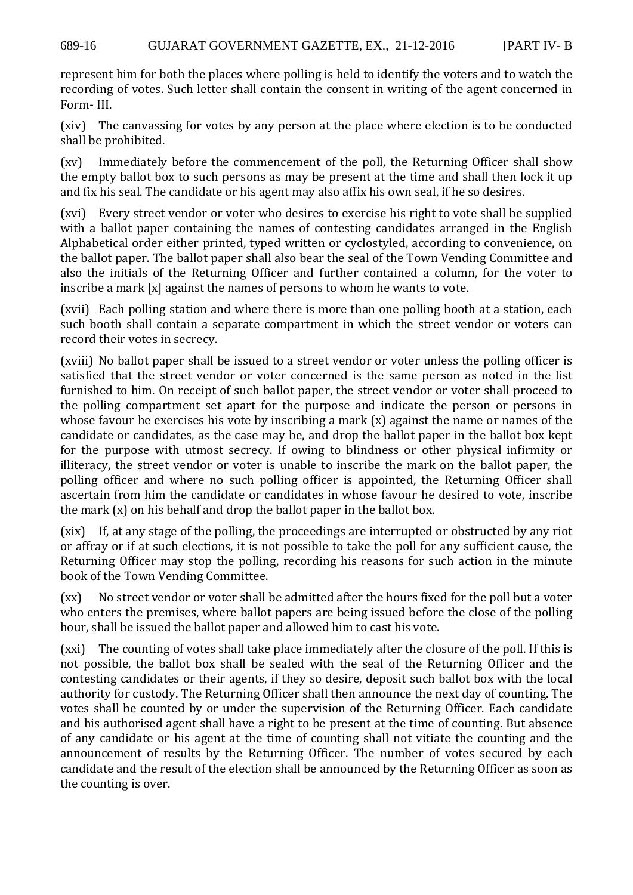represent him for both the places where polling is held to identify the voters and to watch the recording of votes. Such letter shall contain the consent in writing of the agent concerned in Form- III.

(xiv) The canvassing for votes by any person at the place where election is to be conducted shall be prohibited.

(xv) Immediately before the commencement of the poll, the Returning Officer shall show the empty ballot box to such persons as may be present at the time and shall then lock it up and fix his seal. The candidate or his agent may also affix his own seal, if he so desires.

(xvi) Every street vendor or voter who desires to exercise his right to vote shall be supplied with a ballot paper containing the names of contesting candidates arranged in the English Alphabetical order either printed, typed written or cyclostyled, according to convenience, on the ballot paper. The ballot paper shall also bear the seal of the Town Vending Committee and also the initials of the Returning Officer and further contained a column, for the voter to inscribe a mark [x] against the names of persons to whom he wants to vote.

(xvii) Each polling station and where there is more than one polling booth at a station, each such booth shall contain a separate compartment in which the street vendor or voters can record their votes in secrecy.

(xviii) No ballot paper shall be issued to a street vendor or voter unless the polling officer is satisfied that the street vendor or voter concerned is the same person as noted in the list furnished to him. On receipt of such ballot paper, the street vendor or voter shall proceed to the polling compartment set apart for the purpose and indicate the person or persons in whose favour he exercises his vote by inscribing a mark (x) against the name or names of the candidate or candidates, as the case may be, and drop the ballot paper in the ballot box kept for the purpose with utmost secrecy. If owing to blindness or other physical infirmity or illiteracy, the street vendor or voter is unable to inscribe the mark on the ballot paper, the polling officer and where no such polling officer is appointed, the Returning Officer shall ascertain from him the candidate or candidates in whose favour he desired to vote, inscribe the mark (x) on his behalf and drop the ballot paper in the ballot box.

(xix) If, at any stage of the polling, the proceedings are interrupted or obstructed by any riot or affray or if at such elections, it is not possible to take the poll for any sufficient cause, the Returning Officer may stop the polling, recording his reasons for such action in the minute book of the Town Vending Committee.

(xx) No street vendor or voter shall be admitted after the hours fixed for the poll but a voter who enters the premises, where ballot papers are being issued before the close of the polling hour, shall be issued the ballot paper and allowed him to cast his vote.

(xxi) The counting of votes shall take place immediately after the closure of the poll. If this is not possible, the ballot box shall be sealed with the seal of the Returning Officer and the contesting candidates or their agents, if they so desire, deposit such ballot box with the local authority for custody. The Returning Officer shall then announce the next day of counting. The votes shall be counted by or under the supervision of the Returning Officer. Each candidate and his authorised agent shall have a right to be present at the time of counting. But absence of any candidate or his agent at the time of counting shall not vitiate the counting and the announcement of results by the Returning Officer. The number of votes secured by each candidate and the result of the election shall be announced by the Returning Officer as soon as the counting is over.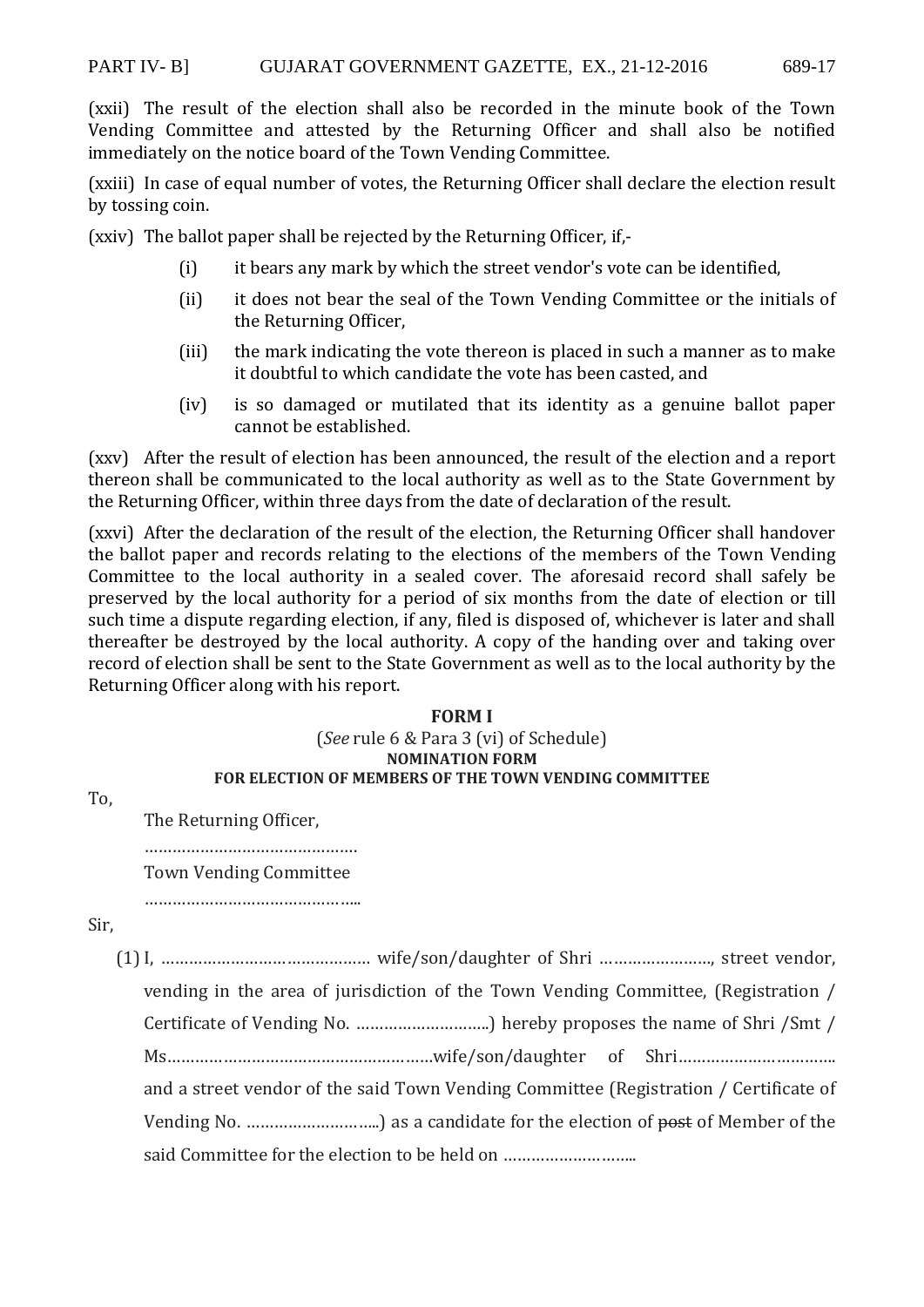(xxii) The result of the election shall also be recorded in the minute book of the Town Vending Committee and attested by the Returning Officer and shall also be notified immediately on the notice board of the Town Vending Committee.

(xxiii) In case of equal number of votes, the Returning Officer shall declare the election result by tossing coin.

(xxiv) The ballot paper shall be rejected by the Returning Officer, if,-

- (i) it bears any mark by which the street vendor's vote can be identified,
- (ii) it does not bear the seal of the Town Vending Committee or the initials of the Returning Officer,
- (iii) the mark indicating the vote thereon is placed in such a manner as to make it doubtful to which candidate the vote has been casted, and
- (iv) is so damaged or mutilated that its identity as a genuine ballot paper cannot be established.

(xxv) After the result of election has been announced, the result of the election and a report thereon shall be communicated to the local authority as well as to the State Government by the Returning Officer, within three days from the date of declaration of the result.

(xxvi) After the declaration of the result of the election, the Returning Officer shall handover the ballot paper and records relating to the elections of the members of the Town Vending Committee to the local authority in a sealed cover. The aforesaid record shall safely be preserved by the local authority for a period of six months from the date of election or till such time a dispute regarding election, if any, filed is disposed of, whichever is later and shall thereafter be destroyed by the local authority. A copy of the handing over and taking over record of election shall be sent to the State Government as well as to the local authority by the Returning Officer along with his report.

**FORM I**

(*See* rule 6 & Para 3 (vi) of Schedule)

**NOMINATION FORM**

**FOR ELECTION OF MEMBERS OF THE TOWN VENDING COMMITTEE**

To,

The Returning Officer,

………………………………………

Town Vending Committee

……………………………………..

Sir,

(1) I, ……………………………………… wife/son/daughter of Shri ……………………, street vendor, vending in the area of jurisdiction of the Town Vending Committee, (Registration / Certificate of Vending No. ………………………..) hereby proposes the name of Shri /Smt / Ms…………………………………………………wife/son/daughter of Shri…………………………….. and a street vendor of the said Town Vending Committee (Registration / Certificate of Vending No. ………………………..) as a candidate for the election of ~~post~~ of Member of the said Committee for the election to be held on ………………………..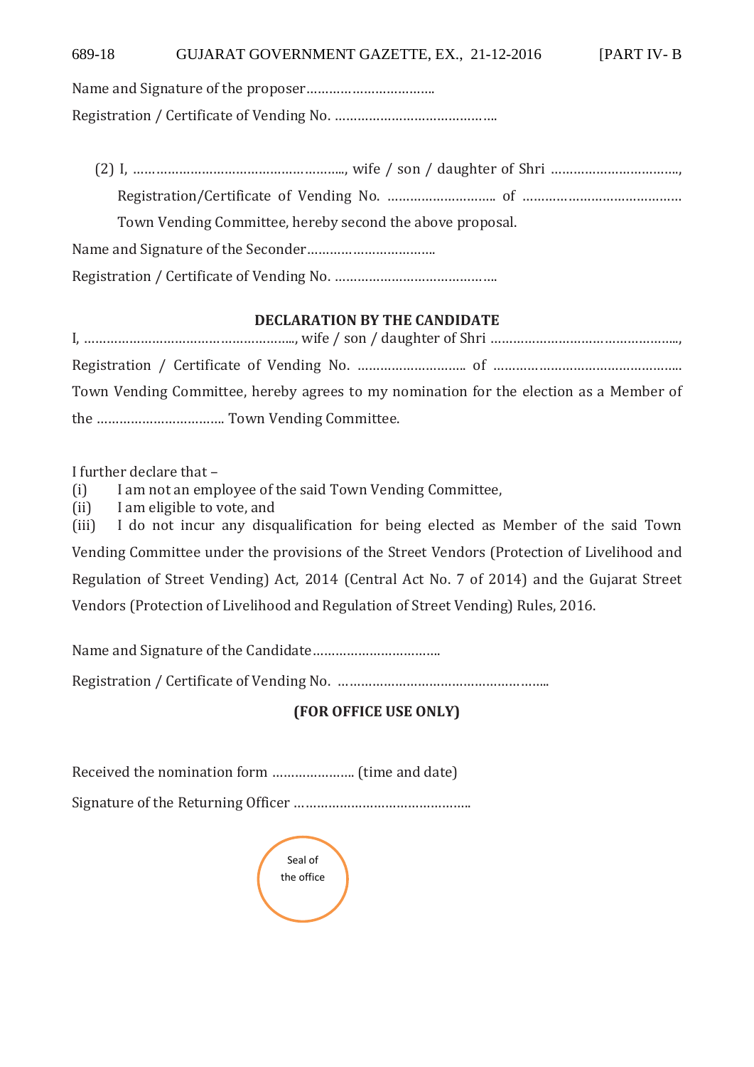Name and Signature of the proposer……………………………..

Registration / Certificate of Vending No. …………………………………..

(2) I, ………………………………………………., wife / son / daughter of Shri ……………………………., Registration/Certificate of Vending No. ……………………….. of …………………………………… Town Vending Committee, hereby second the above proposal.

Name and Signature of the Seconder……………………………..

Registration / Certificate of Vending No. …………………………………..

**DECLARATION BY THE CANDIDATE**

I, ………………………………………………., wife / son / daughter of Shri …………………………………………., Registration / Certificate of Vending No. ……………………….. of ………………………………………….. Town Vending Committee, hereby agrees to my nomination for the election as a Member of the …………………………… Town Vending Committee.

I further declare that –

(i) I am not an employee of the said Town Vending Committee,

(ii) I am eligible to vote, and

(iii) I do not incur any disqualification for being elected as Member of the said Town Vending Committee under the provisions of the Street Vendors (Protection of Livelihood and Regulation of Street Vending) Act, 2014 (Central Act No. 7 of 2014) and the Gujarat Street Vendors (Protection of Livelihood and Regulation of Street Vending) Rules, 2016.

Name and Signature of the Candidate……………………………..

Registration / Certificate of Vending No. ………………………………………………..

**(FOR OFFICE USE ONLY)**

Received the nomination form ………………….. (time and date)

Signature of the Returning Officer ………………………………………..

Seal of the office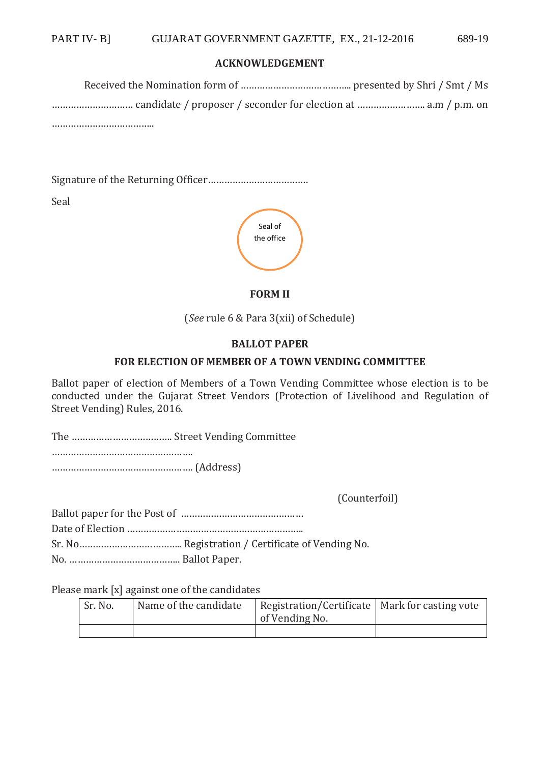**ACKNOWLEDGEMENT**

Received the Nomination form of ………………………………….. presented by Shri / Smt / Ms ………………………… candidate / proposer / seconder for election at …………………….. a.m / p.m. on ………………………………..

Signature of the Returning Officer……………………………….

Seal

Seal of the office

**FORM II**

(*See* rule 6 & Para 3(xii) of Schedule)

**BALLOT PAPER**

**FOR ELECTION OF MEMBER OF A TOWN VENDING COMMITTEE**

Ballot paper of election of Members of a Town Vending Committee whose election is to be conducted under the Gujarat Street Vendors (Protection of Livelihood and Regulation of Street Vending) Rules, 2016.

The ……………………………… Street Vending Committee

…………………………………………..

………………………………………….. (Address)

(Counterfoil)

Ballot paper for the Post of ………………………………………

Date of Election …………………………………………………………

Sr. No……………………………….. Registration / Certificate of Vending No.

No. ………………………………….. Ballot Paper.

Please mark [x] against one of the candidates

| Sr. No. | Name of the candidate | Registration/Certificate of Vending No. | Mark for casting vote |
|---|---|---|---|
| | | | |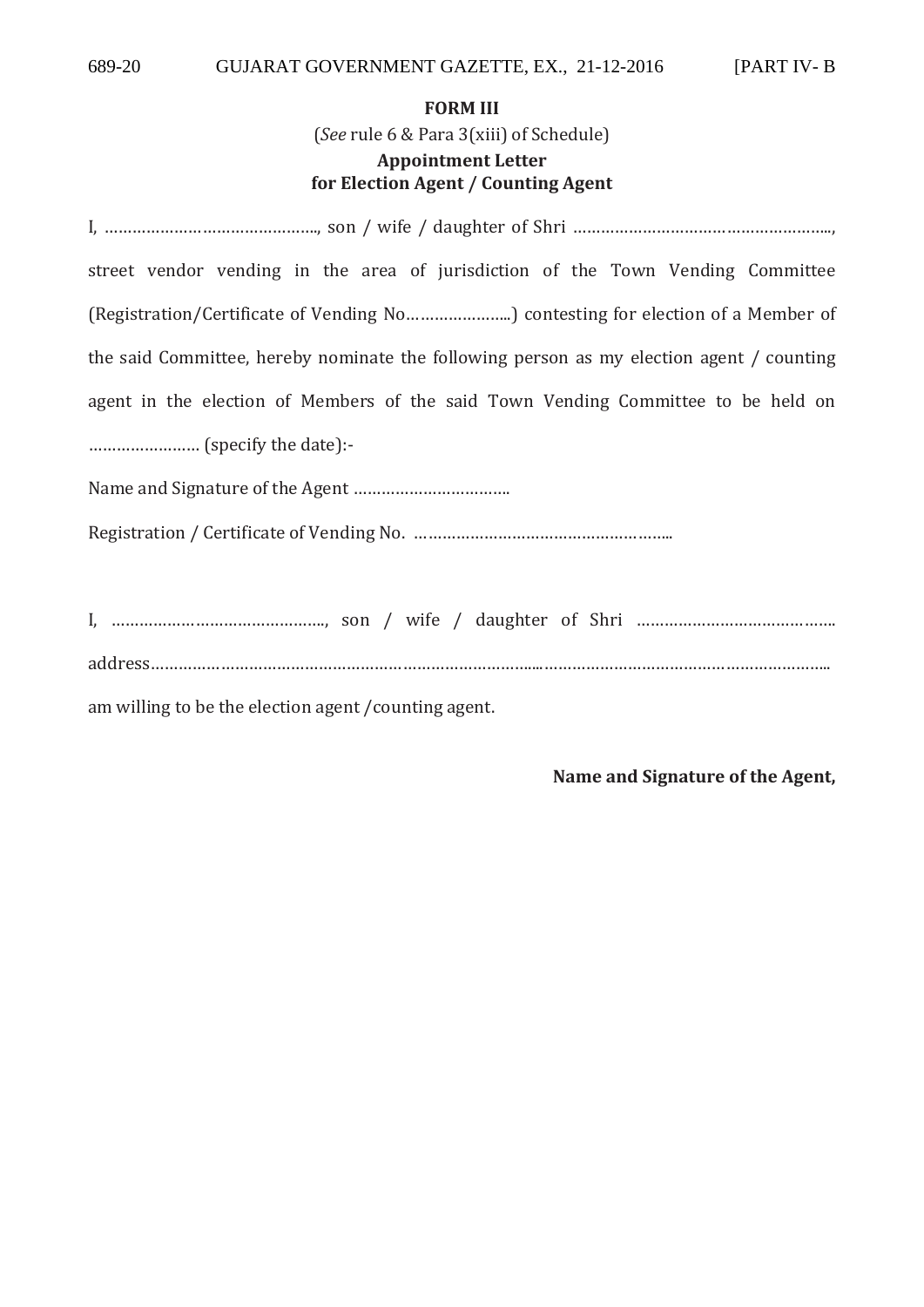**FORM III**

(*See* rule 6 & Para 3(xiii) of Schedule)

**Appointment Letter**
**for Election Agent / Counting Agent**

I, ……………………………………….., son / wife / daughter of Shri ………………………………………………..., street vendor vending in the area of jurisdiction of the Town Vending Committee (Registration/Certificate of Vending No…………………..) contesting for election of a Member of the said Committee, hereby nominate the following person as my election agent / counting agent in the election of Members of the said Town Vending Committee to be held on …………………… (specify the date):-

Name and Signature of the Agent ……………………………..

Registration / Certificate of Vending No. ……………………………………………..

I, ……………………………………….., son / wife / daughter of Shri …………………………………….

address……………………………………………………………………...……………………………………………………..

am willing to be the election agent /counting agent.

**Name and Signature of the Agent,**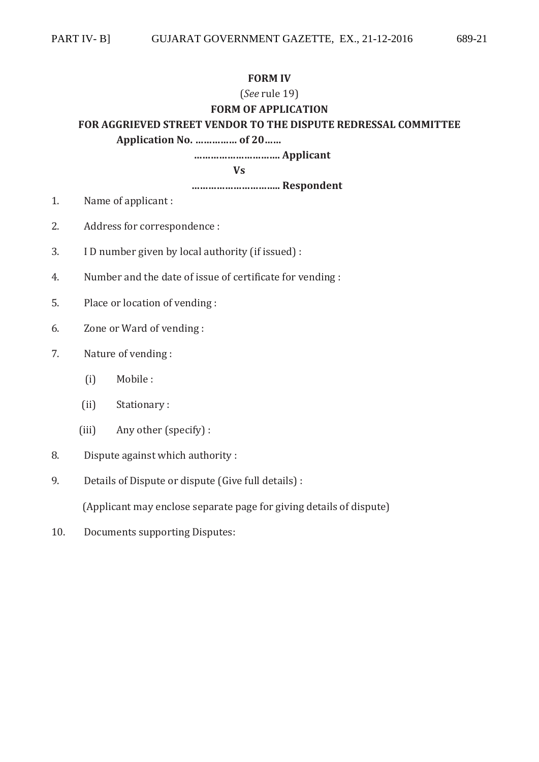**FORM IV**

(*See* rule 19)

**FORM OF APPLICATION**

**FOR AGGRIEVED STREET VENDOR TO THE DISPUTE REDRESSAL COMMITTEE**

**Application No. …………… of 20……**

**………………………… Applicant**

**Vs**

**………………………… Respondent**

1. Name of applicant :
2. Address for correspondence :
3. I D number given by local authority (if issued) :
4. Number and the date of issue of certificate for vending :
5. Place or location of vending :
6. Zone or Ward of vending :
7. Nature of vending :
   - (i) Mobile :
   - (ii) Stationary :
   - (iii) Any other (specify) :
8. Dispute against which authority :
9. Details of Dispute or dispute (Give full details) :

   (Applicant may enclose separate page for giving details of dispute)
10. Documents supporting Disputes: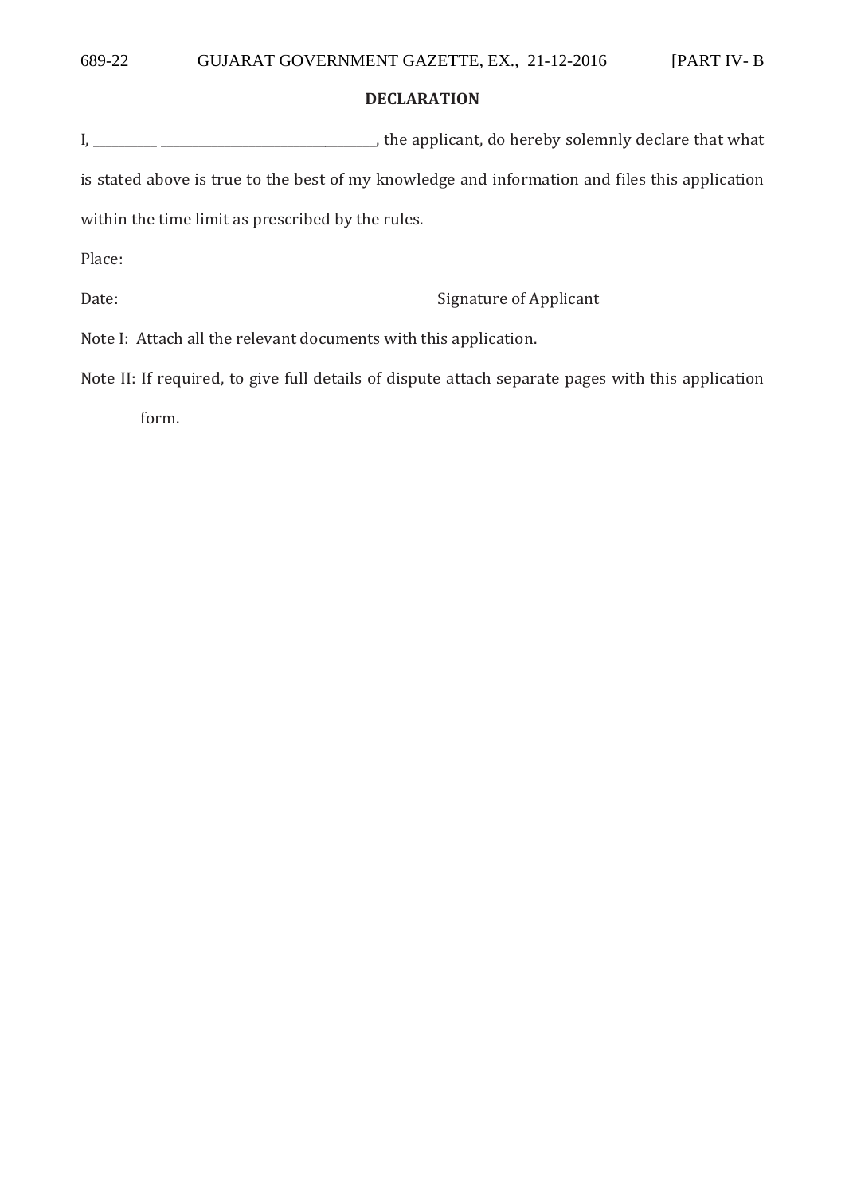**DECLARATION**

I, _________ ______________________________, the applicant, do hereby solemnly declare that what is stated above is true to the best of my knowledge and information and files this application within the time limit as prescribed by the rules.

Place:

Date: Signature of Applicant

Note I: Attach all the relevant documents with this application.

Note II: If required, to give full details of dispute attach separate pages with this application form.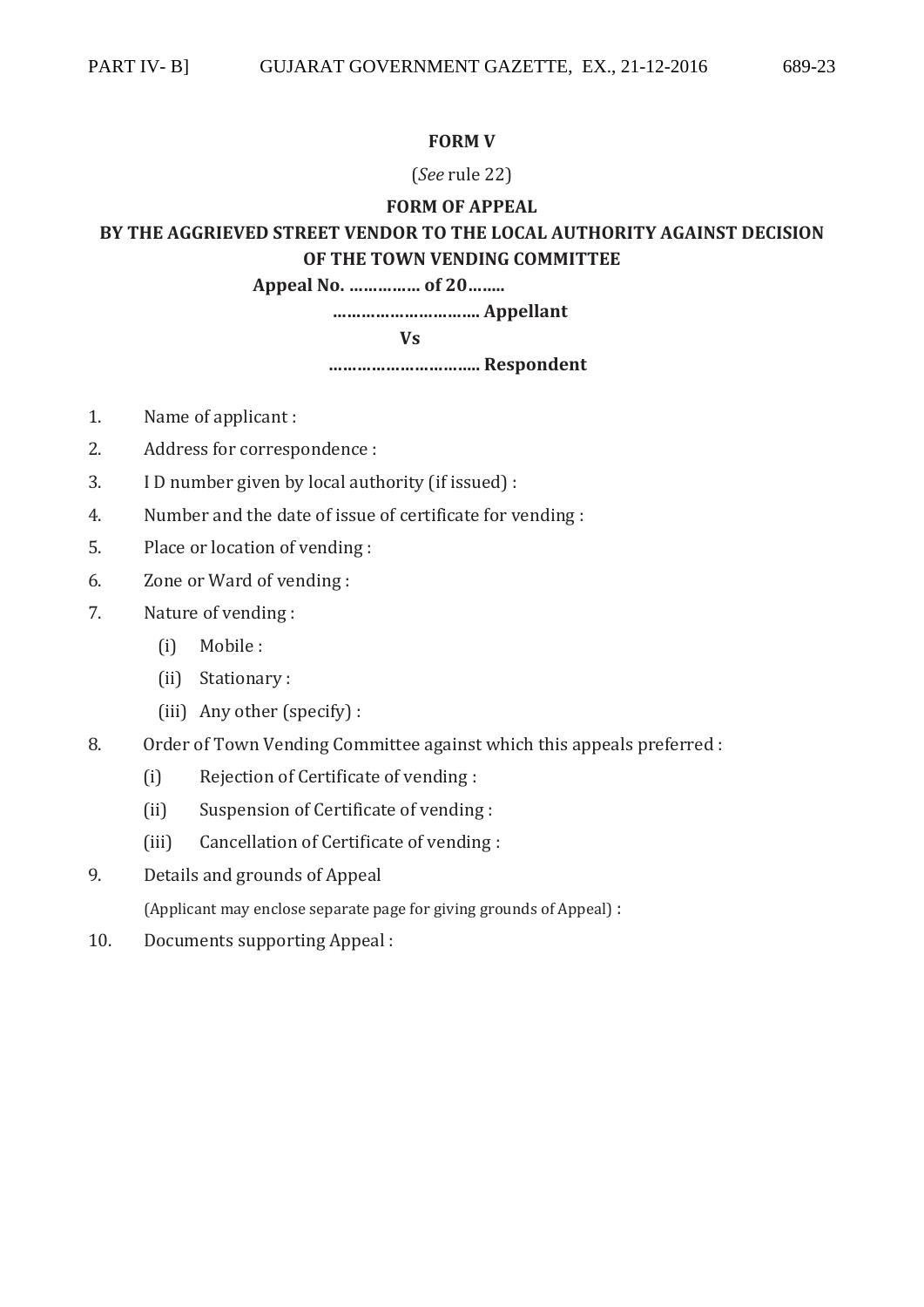**FORM V**

(*See* rule 22)

**FORM OF APPEAL**

**BY THE AGGRIEVED STREET VENDOR TO THE LOCAL AUTHORITY AGAINST DECISION OF THE TOWN VENDING COMMITTEE**

**Appeal No. …………… of 20……..**

**………………………… Appellant**

**Vs**

**…………………………. Respondent**

1. Name of applicant :
2. Address for correspondence :
3. I D number given by local authority (if issued) :
4. Number and the date of issue of certificate for vending :
5. Place or location of vending :
6. Zone or Ward of vending :
7. Nature of vending :
   - (i) Mobile :
   - (ii) Stationary :
   - (iii) Any other (specify) :
8. Order of Town Vending Committee against which this appeals preferred :
   - (i) Rejection of Certificate of vending :
   - (ii) Suspension of Certificate of vending :
   - (iii) Cancellation of Certificate of vending :
9. Details and grounds of Appeal

   (Applicant may enclose separate page for giving grounds of Appeal) :
10. Documents supporting Appeal :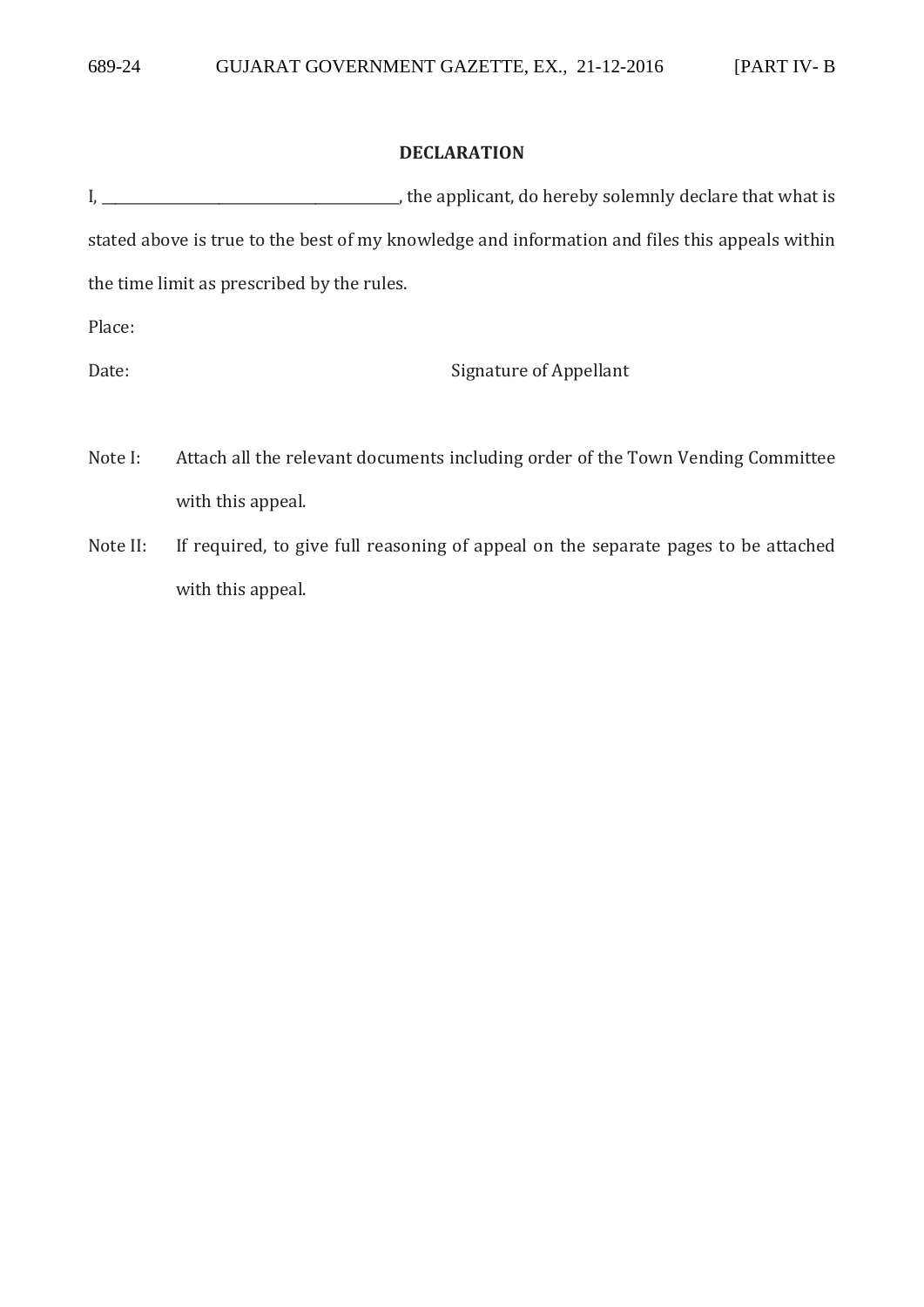## DECLARATION

I, ________________________________________, the applicant, do hereby solemnly declare that what is stated above is true to the best of my knowledge and information and files this appeals within the time limit as prescribed by the rules.

Place:

Date: Signature of Appellant

Note I: Attach all the relevant documents including order of the Town Vending Committee with this appeal.

Note II: If required, to give full reasoning of appeal on the separate pages to be attached with this appeal.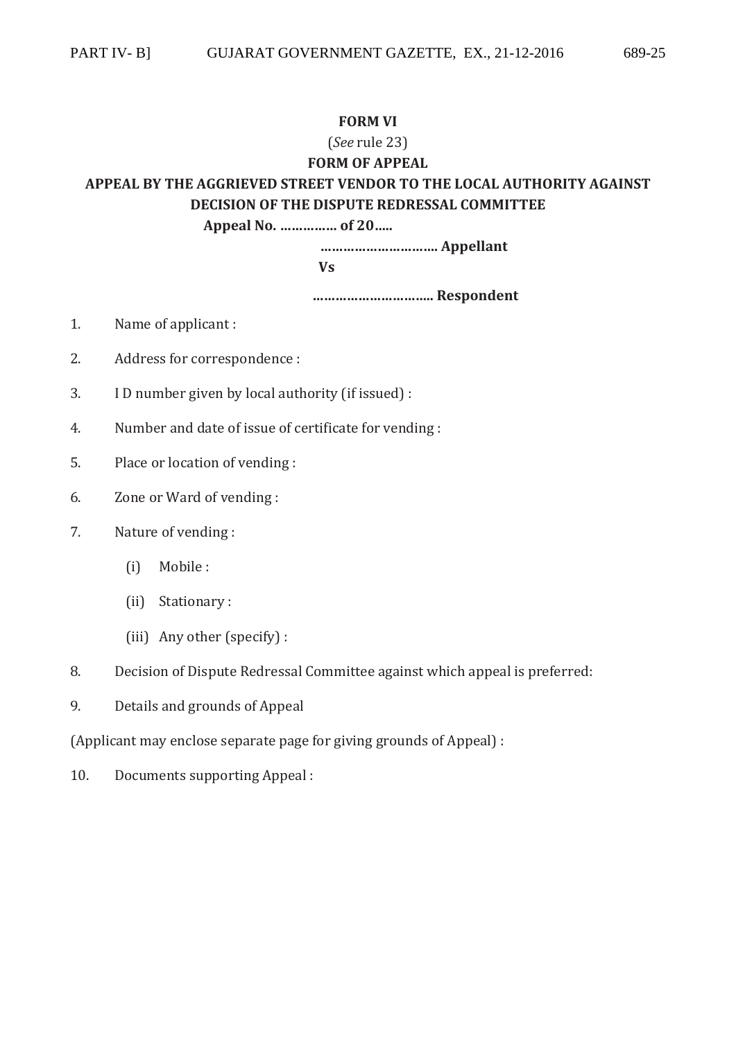**FORM VI**

(*See* rule 23)

**FORM OF APPEAL**

**APPEAL BY THE AGGRIEVED STREET VENDOR TO THE LOCAL AUTHORITY AGAINST DECISION OF THE DISPUTE REDRESSAL COMMITTEE**

**Appeal No. …………… of 20…..**

**………………………… Appellant**

**Vs**

**………………………….. Respondent**

1. Name of applicant :
2. Address for correspondence :
3. I D number given by local authority (if issued) :
4. Number and date of issue of certificate for vending :
5. Place or location of vending :
6. Zone or Ward of vending :
7. Nature of vending :
   - (i) Mobile :
   - (ii) Stationary :
   - (iii) Any other (specify) :
8. Decision of Dispute Redressal Committee against which appeal is preferred:
9. Details and grounds of Appeal

(Applicant may enclose separate page for giving grounds of Appeal) :

10. Documents supporting Appeal :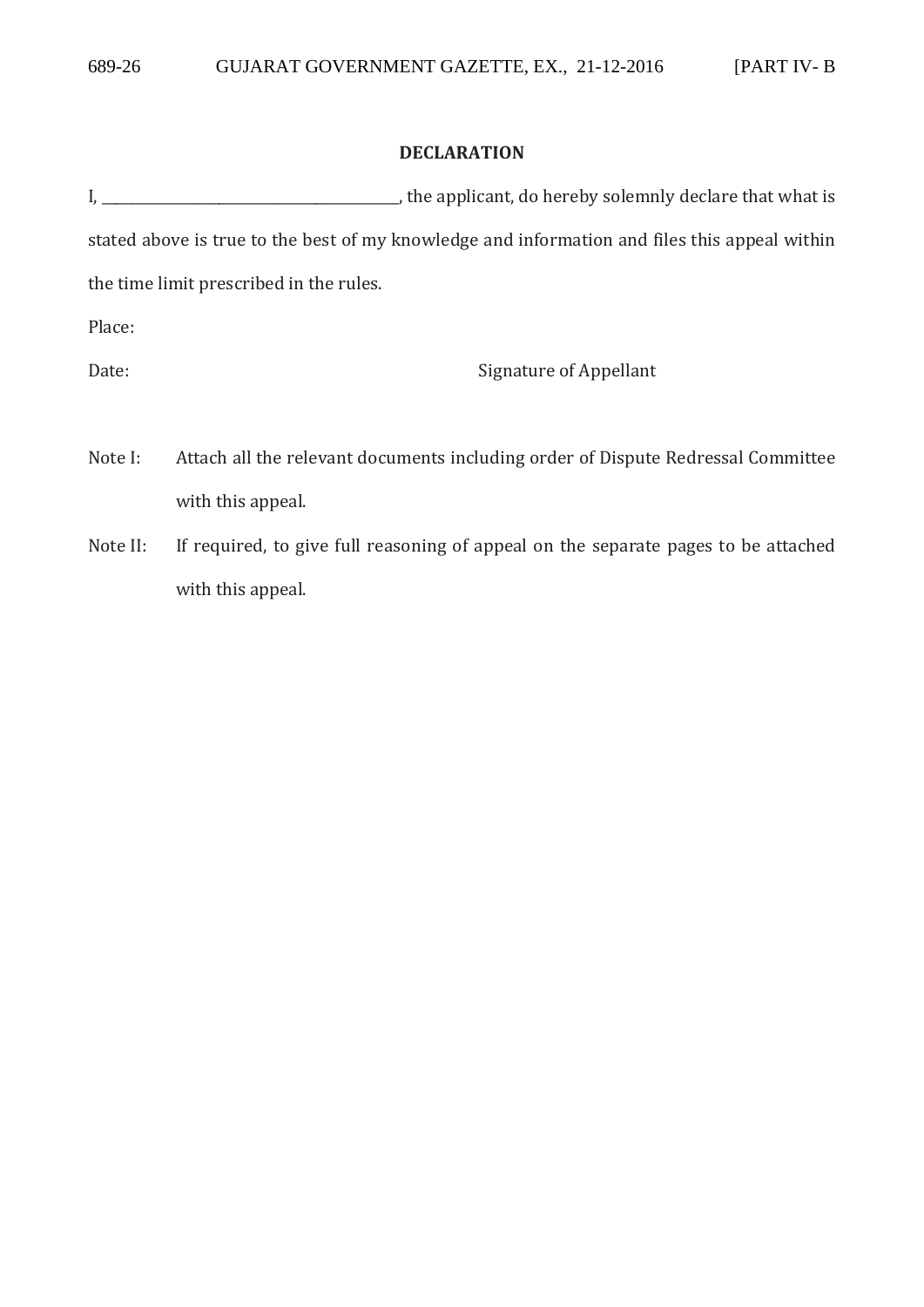## DECLARATION

I, ________________________________________, the applicant, do hereby solemnly declare that what is stated above is true to the best of my knowledge and information and files this appeal within the time limit prescribed in the rules.

Place:

Date: Signature of Appellant

Note I: Attach all the relevant documents including order of Dispute Redressal Committee with this appeal.

Note II: If required, to give full reasoning of appeal on the separate pages to be attached with this appeal.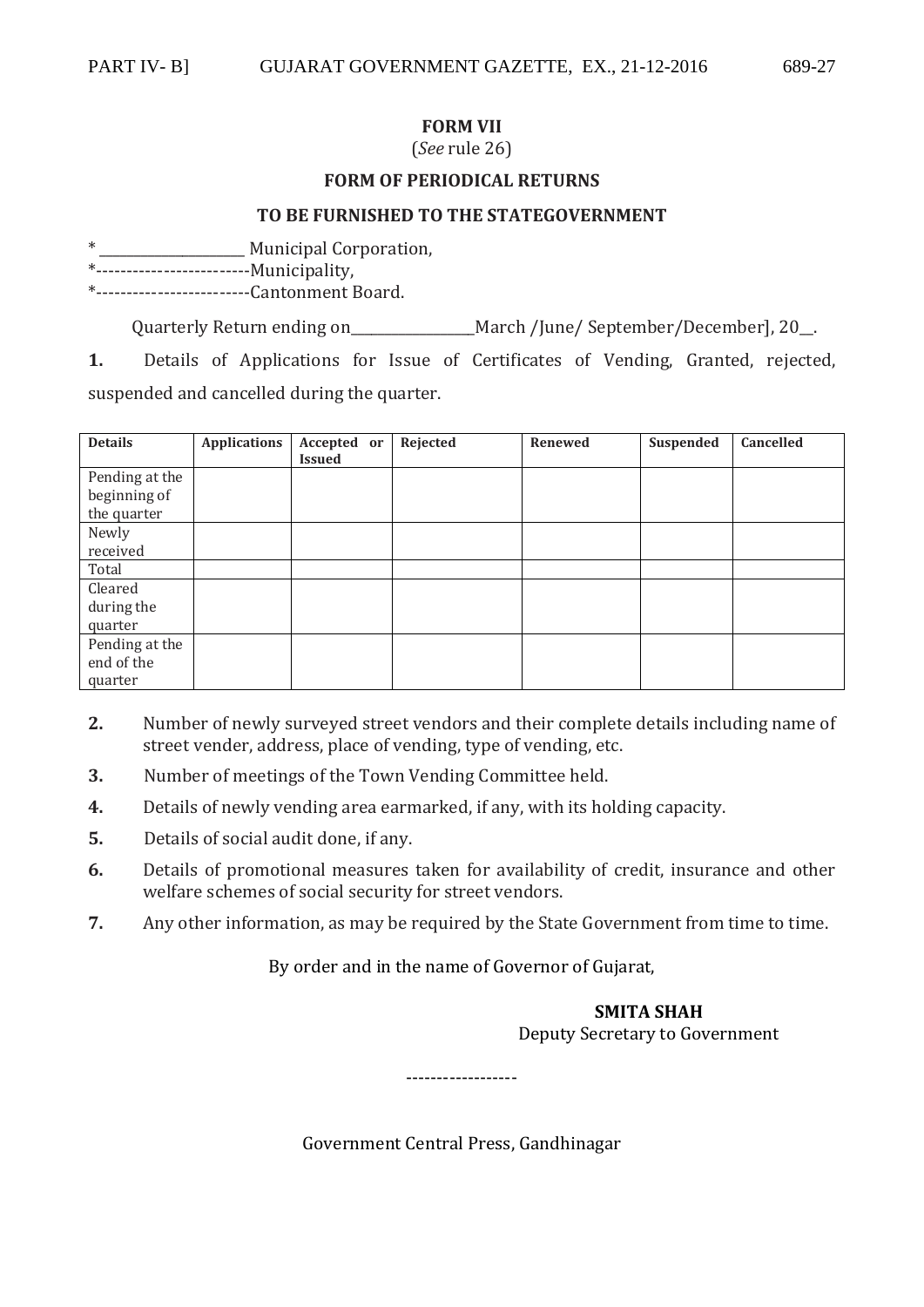## FORM VII

(*See* rule 26)

### FORM OF PERIODICAL RETURNS

### TO BE FURNISHED TO THE STATEGOVERNMENT

* ____________________ Municipal Corporation,
*-------------------------Municipality,
*-------------------------Cantonment Board.

Quarterly Return ending on_________________March /June/ September/December], 20__.

**1.** Details of Applications for Issue of Certificates of Vending, Granted, rejected, suspended and cancelled during the quarter.

| Details | Applications | Accepted or Issued | Rejected | Renewed | Suspended | Cancelled |
|---|---|---|---|---|---|---|
| Pending at the beginning of the quarter | | | | | | |
| Newly received | | | | | | |
| Total | | | | | | |
| Cleared during the quarter | | | | | | |
| Pending at the end of the quarter | | | | | | |

**2.** Number of newly surveyed street vendors and their complete details including name of street vender, address, place of vending, type of vending, etc.

**3.** Number of meetings of the Town Vending Committee held.

**4.** Details of newly vending area earmarked, if any, with its holding capacity.

**5.** Details of social audit done, if any.

**6.** Details of promotional measures taken for availability of credit, insurance and other welfare schemes of social security for street vendors.

**7.** Any other information, as may be required by the State Government from time to time.

By order and in the name of Governor of Gujarat,

**SMITA SHAH**
Deputy Secretary to Government

------------------

Government Central Press, Gandhinagar